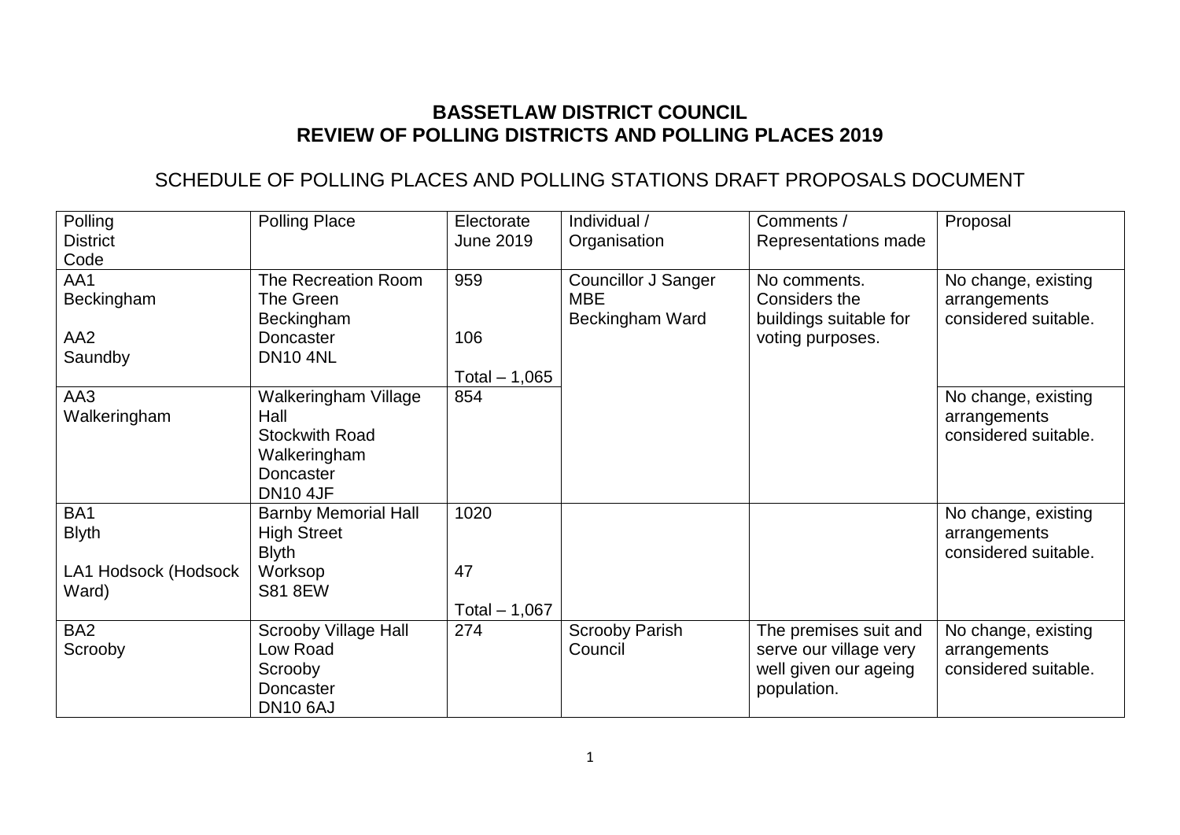# BASSETLAW DISTRICT COUNCIL
# REVIEW OF POLLING DISTRICTS AND POLLING PLACES 2019

## SCHEDULE OF POLLING PLACES AND POLLING STATIONS DRAFT PROPOSALS DOCUMENT

| Polling District Code | Polling Place | Electorate June 2019 | Individual / Organisation | Comments / Representations made | Proposal |
|---|---|---|---|---|---|
| AA1 Beckingham<br><br>AA2 Saundby | The Recreation Room<br>The Green<br>Beckingham<br>Doncaster<br>DN10 4NL | 959<br><br>106<br><br>Total – 1,065 | Councillor J Sanger MBE<br>Beckingham Ward | No comments. Considers the buildings suitable for voting purposes. | No change, existing arrangements considered suitable. |
| AA3 Walkeringham | Walkeringham Village Hall<br>Stockwith Road<br>Walkeringham<br>Doncaster<br>DN10 4JF | 854 | | | No change, existing arrangements considered suitable. |
| BA1 Blyth<br><br>LA1 Hodsock (Hodsock Ward) | Barnby Memorial Hall<br>High Street<br>Blyth<br>Worksop<br>S81 8EW | 1020<br><br>47<br><br>Total – 1,067 | | | No change, existing arrangements considered suitable. |
| BA2 Scrooby | Scrooby Village Hall<br>Low Road<br>Scrooby<br>Doncaster<br>DN10 6AJ | 274 | Scrooby Parish Council | The premises suit and serve our village very well given our ageing population. | No change, existing arrangements considered suitable. |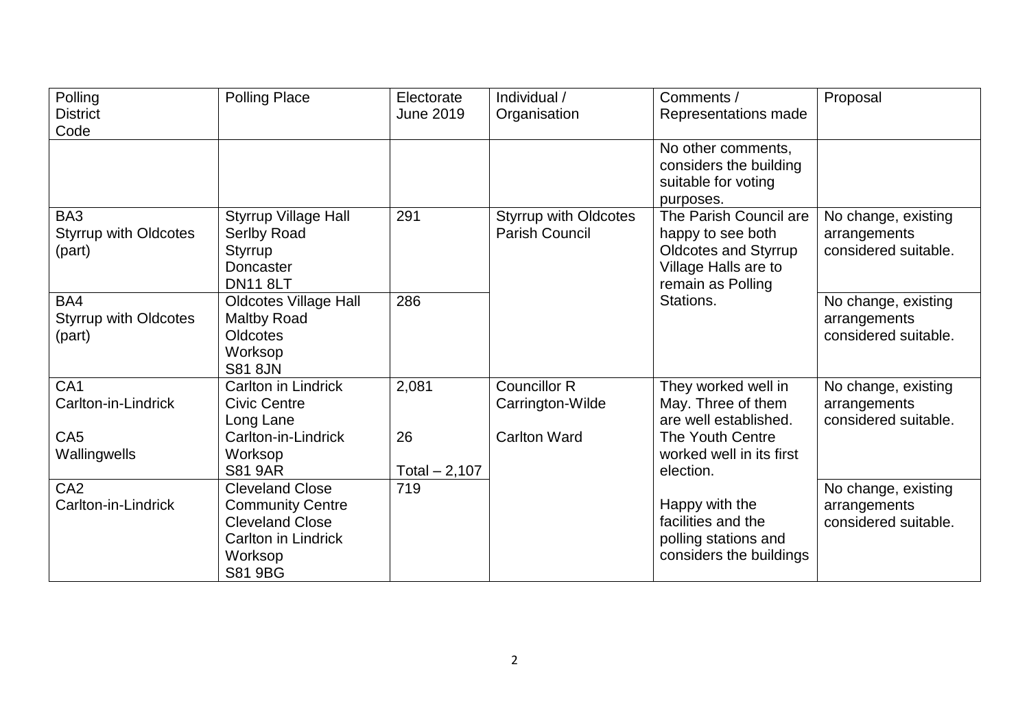| Polling District Code | Polling Place | Electorate June 2019 | Individual / Organisation | Comments / Representations made | Proposal |
|---|---|---|---|---|---|
| | | | | No other comments, considers the building suitable for voting purposes. | |
| BA3 Styrrup with Oldcotes (part) | Styrrup Village Hall Serlby Road Styrrup Doncaster DN11 8LT | 291 | Styrrup with Oldcotes Parish Council | The Parish Council are happy to see both Oldcotes and Styrrup Village Halls are to remain as Polling Stations. | No change, existing arrangements considered suitable. |
| BA4 Styrrup with Oldcotes (part) | Oldcotes Village Hall Maltby Road Oldcotes Worksop S81 8JN | 286 | | | No change, existing arrangements considered suitable. |
| CA1 Carlton-in-Lindrick<br><br>CA5 Wallingwells | Carlton in Lindrick Civic Centre Long Lane Carlton-in-Lindrick Worksop S81 9AR | 2,081<br><br>26<br><br>Total – 2,107 | Councillor R Carrington-Wilde<br><br>Carlton Ward | They worked well in May. Three of them are well established. The Youth Centre worked well in its first election.<br><br>Happy with the facilities and the polling stations and considers the buildings | No change, existing arrangements considered suitable. |
| CA2 Carlton-in-Lindrick | Cleveland Close Community Centre Cleveland Close Carlton in Lindrick Worksop S81 9BG | 719 | | | No change, existing arrangements considered suitable. |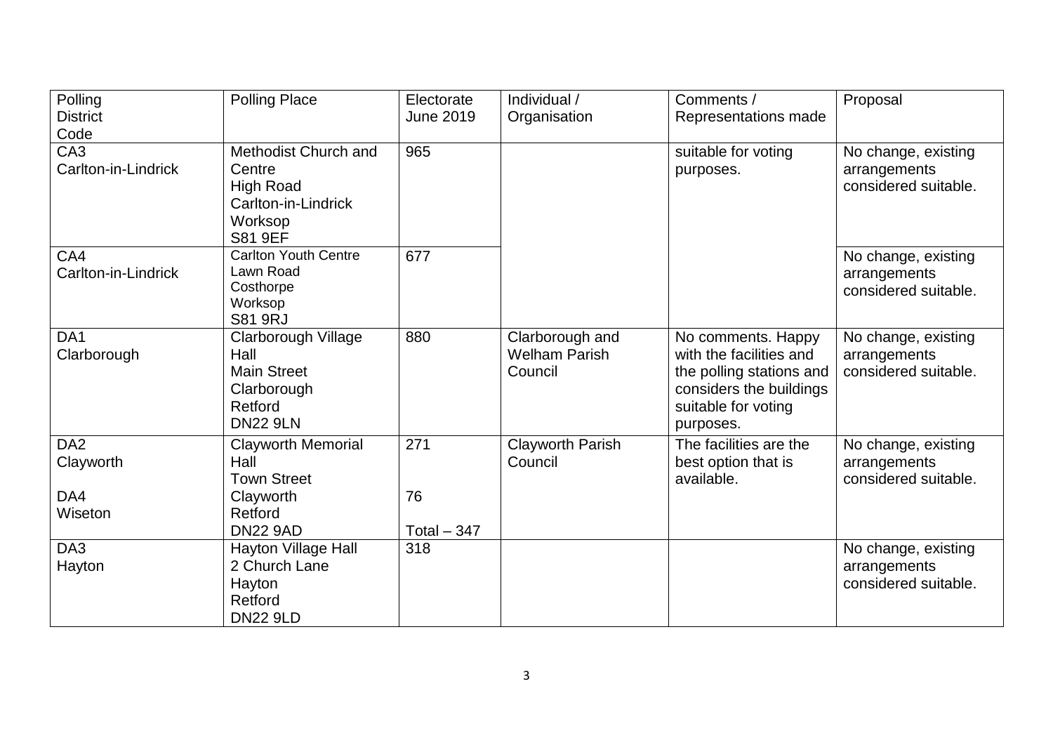| Polling District Code | Polling Place | Electorate June 2019 | Individual / Organisation | Comments / Representations made | Proposal |
| --- | --- | --- | --- | --- | --- |
| CA3 Carlton-in-Lindrick | Methodist Church and Centre High Road Carlton-in-Lindrick Worksop S81 9EF | 965 | | suitable for voting purposes. | No change, existing arrangements considered suitable. |
| CA4 Carlton-in-Lindrick | Carlton Youth Centre Lawn Road Costhorpe Worksop S81 9RJ | 677 | | | No change, existing arrangements considered suitable. |
| DA1 Clarborough | Clarborough Village Hall Main Street Clarborough Retford DN22 9LN | 880 | Clarborough and Welham Parish Council | No comments. Happy with the facilities and the polling stations and considers the buildings suitable for voting purposes. | No change, existing arrangements considered suitable. |
| DA2 Clayworth<br><br>DA4 Wiseton | Clayworth Memorial Hall Town Street Clayworth Retford DN22 9AD | 271<br><br>76<br><br>Total – 347 | Clayworth Parish Council | The facilities are the best option that is available. | No change, existing arrangements considered suitable. |
| DA3 Hayton | Hayton Village Hall 2 Church Lane Hayton Retford DN22 9LD | 318 | | | No change, existing arrangements considered suitable. |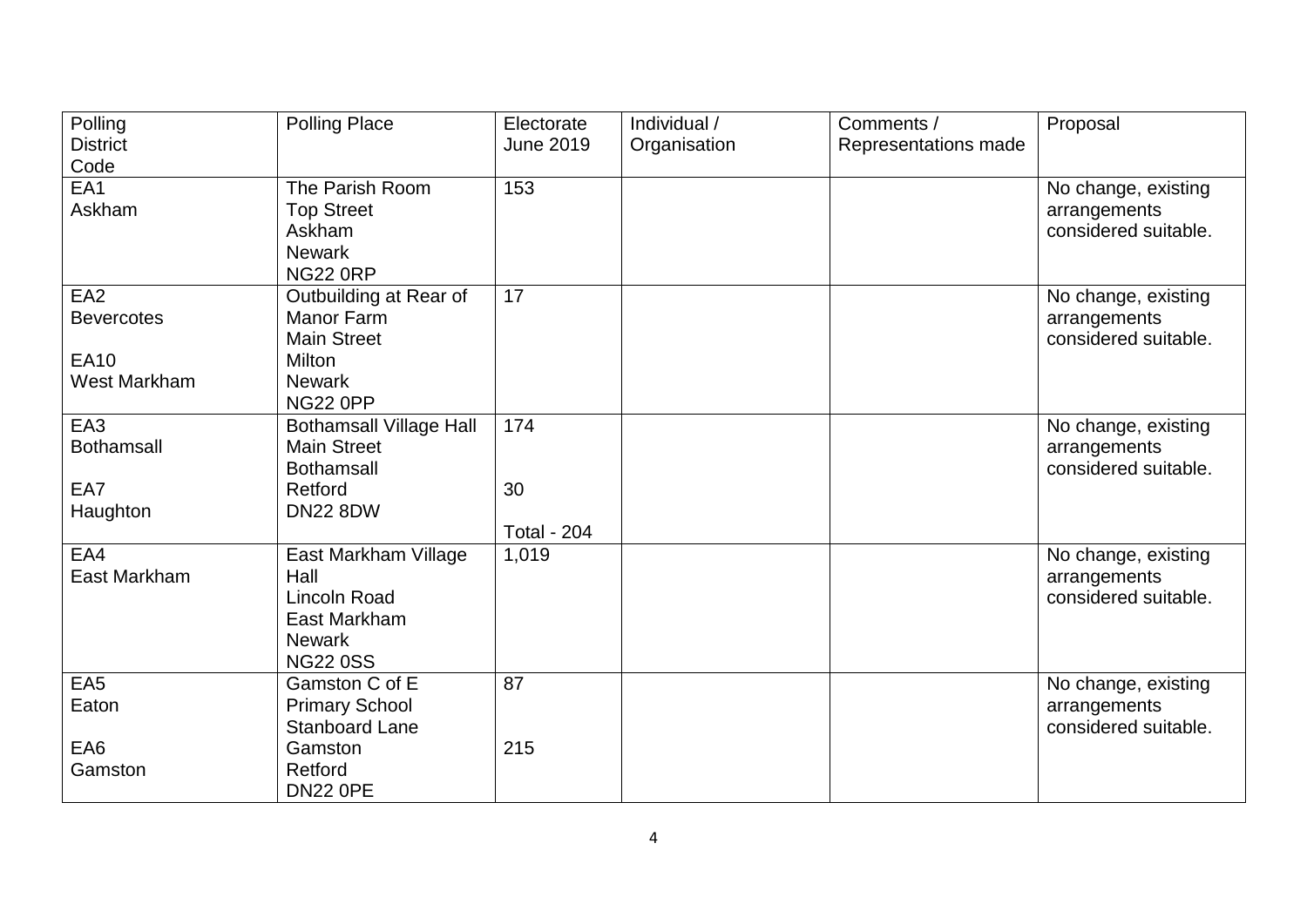| Polling District Code | Polling Place | Electorate June 2019 | Individual / Organisation | Comments / Representations made | Proposal |
|---|---|---|---|---|---|
| EA1<br>Askham | The Parish Room<br>Top Street<br>Askham<br>Newark<br>NG22 0RP | 153 | | | No change, existing arrangements considered suitable. |
| EA2<br>Bevercotes<br><br>EA10<br>West Markham | Outbuilding at Rear of Manor Farm<br>Main Street<br>Milton<br>Newark<br>NG22 0PP | 17 | | | No change, existing arrangements considered suitable. |
| EA3<br>Bothamsall<br><br>EA7<br>Haughton | Bothamsall Village Hall<br>Main Street<br>Bothamsall<br>Retford<br>DN22 8DW | 174<br><br>30<br><br>Total - 204 | | | No change, existing arrangements considered suitable. |
| EA4<br>East Markham | East Markham Village Hall<br>Lincoln Road<br>East Markham<br>Newark<br>NG22 0SS | 1,019 | | | No change, existing arrangements considered suitable. |
| EA5<br>Eaton<br><br>EA6<br>Gamston | Gamston C of E Primary School<br>Stanboard Lane<br>Gamston<br>Retford<br>DN22 0PE | 87<br><br>215 | | | No change, existing arrangements considered suitable. |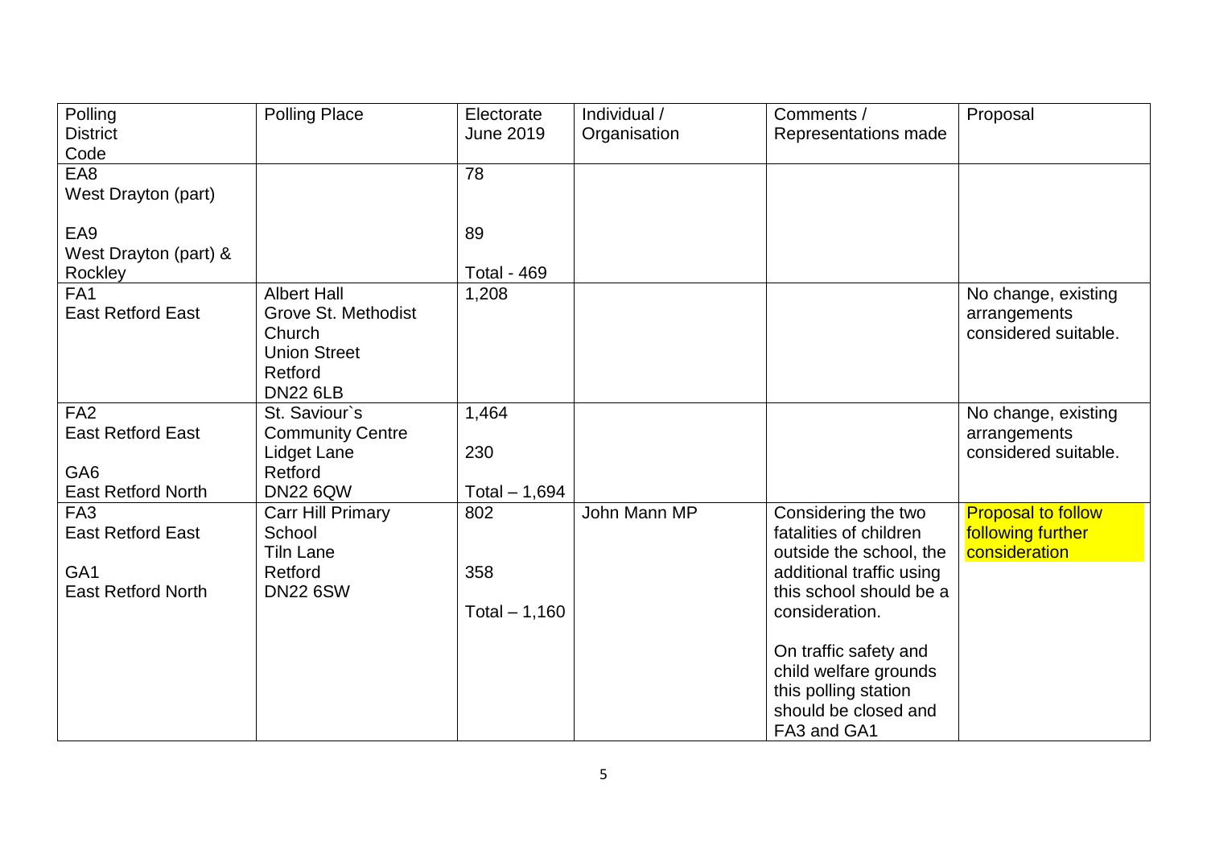| Polling District Code | Polling Place | Electorate June 2019 | Individual / Organisation | Comments / Representations made | Proposal |
|---|---|---|---|---|---|
| EA8 West Drayton (part)<br><br>EA9 West Drayton (part) & Rockley | | 78<br><br>89<br><br>Total - 469 | | | |
| FA1 East Retford East | Albert Hall Grove St. Methodist Church Union Street Retford DN22 6LB | 1,208 | | | No change, existing arrangements considered suitable. |
| FA2 East Retford East<br><br>GA6 East Retford North | St. Saviour`s Community Centre Lidget Lane Retford DN22 6QW | 1,464<br><br>230<br><br>Total – 1,694 | | | No change, existing arrangements considered suitable. |
| FA3 East Retford East<br><br>GA1 East Retford North | Carr Hill Primary School Tiln Lane Retford DN22 6SW | 802<br><br>358<br><br>Total – 1,160 | John Mann MP | Considering the two fatalities of children outside the school, the additional traffic using this school should be a consideration.<br><br>On traffic safety and child welfare grounds this polling station should be closed and FA3 and GA1 | Proposal to follow following further consideration |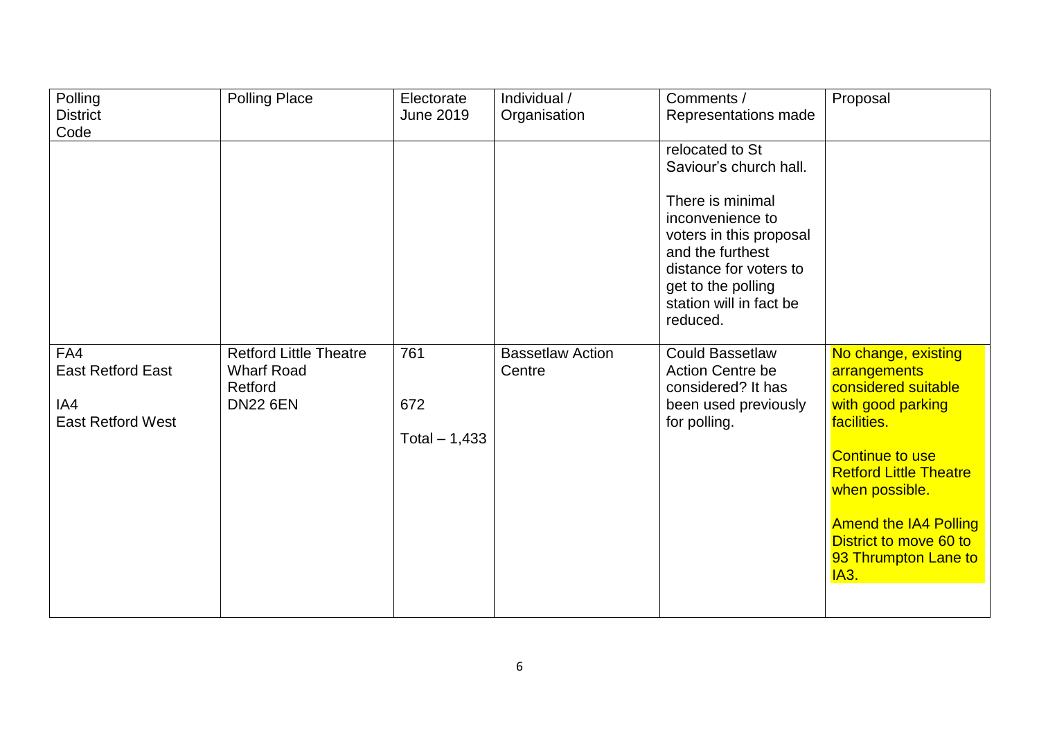| Polling District Code | Polling Place | Electorate June 2019 | Individual / Organisation | Comments / Representations made | Proposal |
| --- | --- | --- | --- | --- | --- |
| | | | | relocated to St Saviour's church hall.<br><br>There is minimal inconvenience to voters in this proposal and the furthest distance for voters to get to the polling station will in fact be reduced. | |
| FA4<br>East Retford East<br><br>IA4<br>East Retford West | Retford Little Theatre<br>Wharf Road<br>Retford<br>DN22 6EN | 761<br><br>672<br><br>Total – 1,433 | Bassetlaw Action Centre | Could Bassetlaw Action Centre be considered? It has been used previously for polling. | No change, existing arrangements considered suitable with good parking facilities.<br><br>Continue to use Retford Little Theatre when possible.<br><br>Amend the IA4 Polling District to move 60 to 93 Thrumpton Lane to IA3. |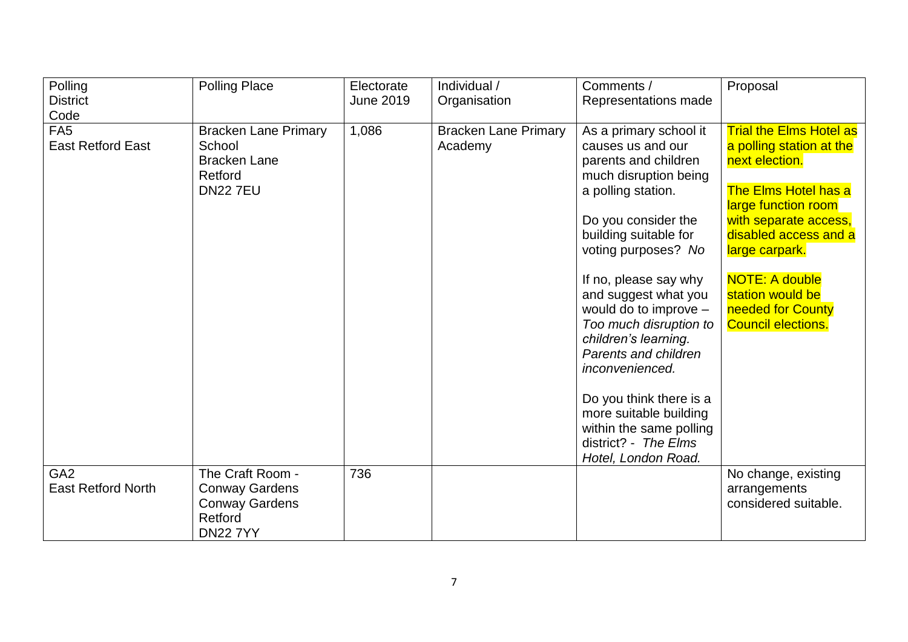| Polling District Code | Polling Place | Electorate June 2019 | Individual / Organisation | Comments / Representations made | Proposal |
|---|---|---|---|---|---|
| FA5<br>East Retford East | Bracken Lane Primary School<br>Bracken Lane<br>Retford<br>DN22 7EU | 1,086 | Bracken Lane Primary Academy | As a primary school it causes us and our parents and children much disruption being a polling station.<br><br>Do you consider the building suitable for voting purposes? *No*<br><br>If no, please say why and suggest what you would do to improve – *Too much disruption to children's learning. Parents and children inconvenienced.*<br><br>Do you think there is a more suitable building within the same polling district? - *The Elms Hotel, London Road.* | Trial the Elms Hotel as a polling station at the next election.<br><br>The Elms Hotel has a large function room with separate access, disabled access and a large carpark.<br><br>NOTE: A double station would be needed for County Council elections. |
| GA2<br>East Retford North | The Craft Room - Conway Gardens<br>Conway Gardens<br>Retford<br>DN22 7YY | 736 | | | No change, existing arrangements considered suitable. |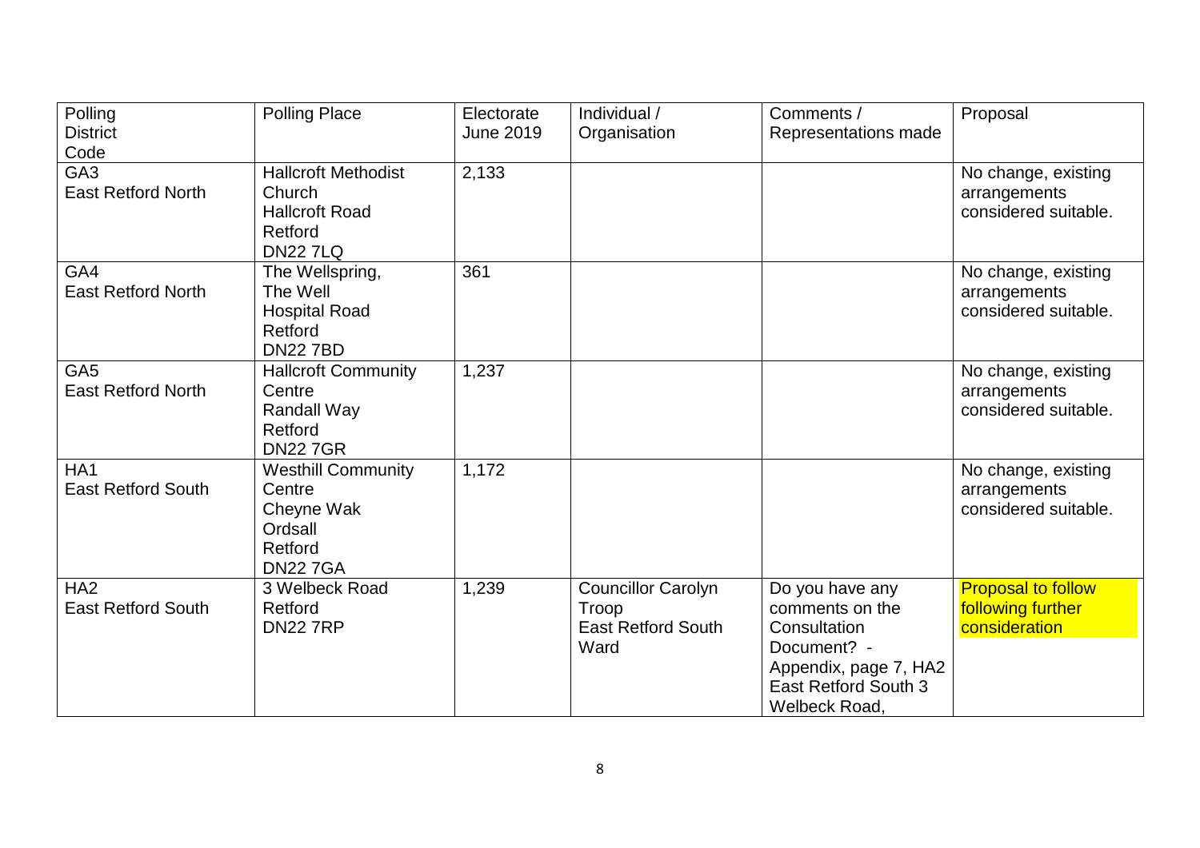| Polling District Code | Polling Place | Electorate June 2019 | Individual / Organisation | Comments / Representations made | Proposal |
|---|---|---|---|---|---|
| GA3 East Retford North | Hallcroft Methodist Church Hallcroft Road Retford DN22 7LQ | 2,133 | | | No change, existing arrangements considered suitable. |
| GA4 East Retford North | The Wellspring, The Well Hospital Road Retford DN22 7BD | 361 | | | No change, existing arrangements considered suitable. |
| GA5 East Retford North | Hallcroft Community Centre Randall Way Retford DN22 7GR | 1,237 | | | No change, existing arrangements considered suitable. |
| HA1 East Retford South | Westhill Community Centre Cheyne Wak Ordsall Retford DN22 7GA | 1,172 | | | No change, existing arrangements considered suitable. |
| HA2 East Retford South | 3 Welbeck Road Retford DN22 7RP | 1,239 | Councillor Carolyn Troop East Retford South Ward | Do you have any comments on the Consultation Document? - Appendix, page 7, HA2 East Retford South 3 Welbeck Road, | Proposal to follow following further consideration |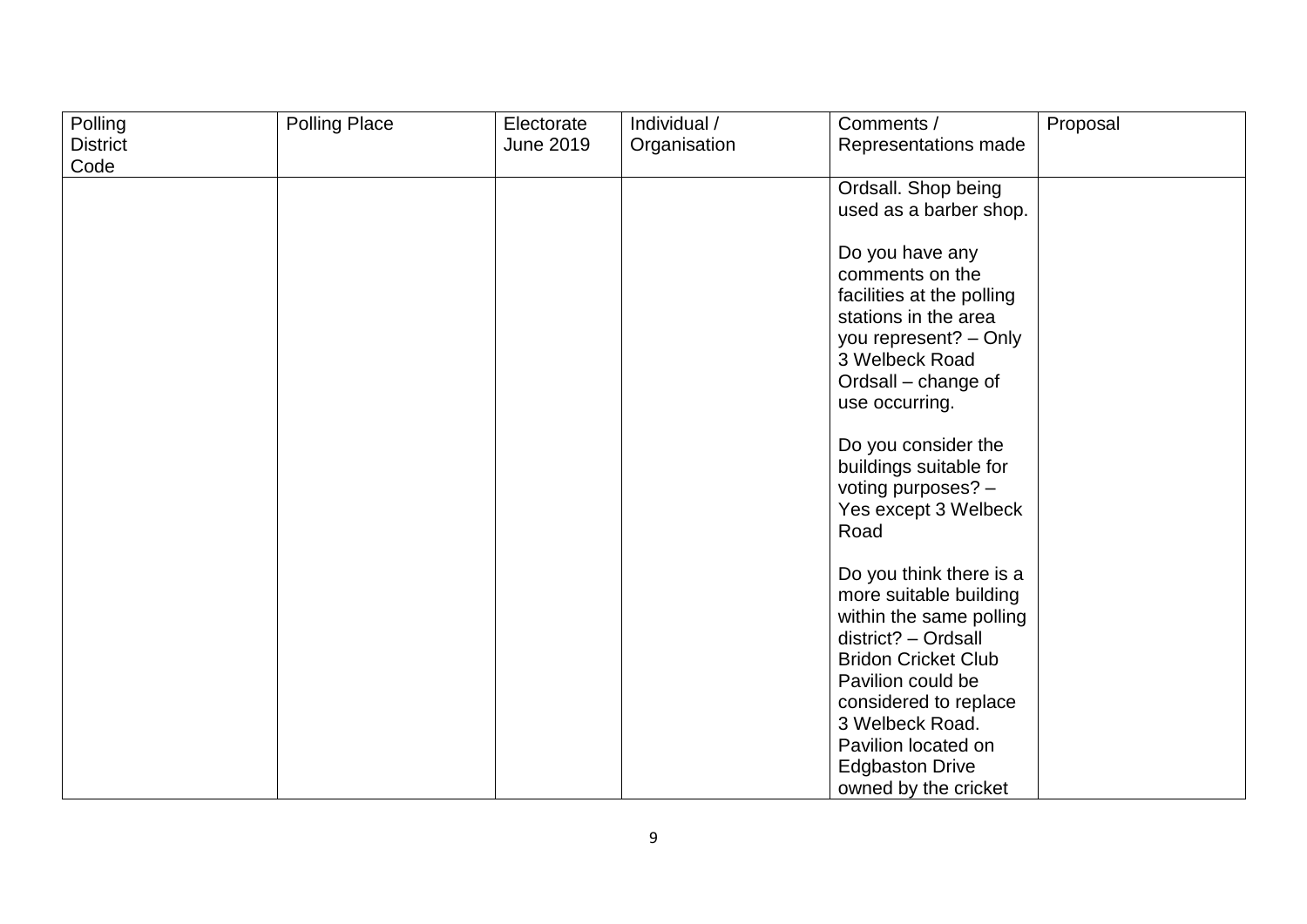| Polling District Code | Polling Place | Electorate June 2019 | Individual / Organisation | Comments / Representations made | Proposal |
|---|---|---|---|---|---|
| | | | | Ordsall. Shop being used as a barber shop.<br><br>Do you have any comments on the facilities at the polling stations in the area you represent? – Only 3 Welbeck Road Ordsall – change of use occurring.<br><br>Do you consider the buildings suitable for voting purposes? – Yes except 3 Welbeck Road<br><br>Do you think there is a more suitable building within the same polling district? – Ordsall Bridon Cricket Club Pavilion could be considered to replace 3 Welbeck Road. Pavilion located on Edgbaston Drive owned by the cricket | |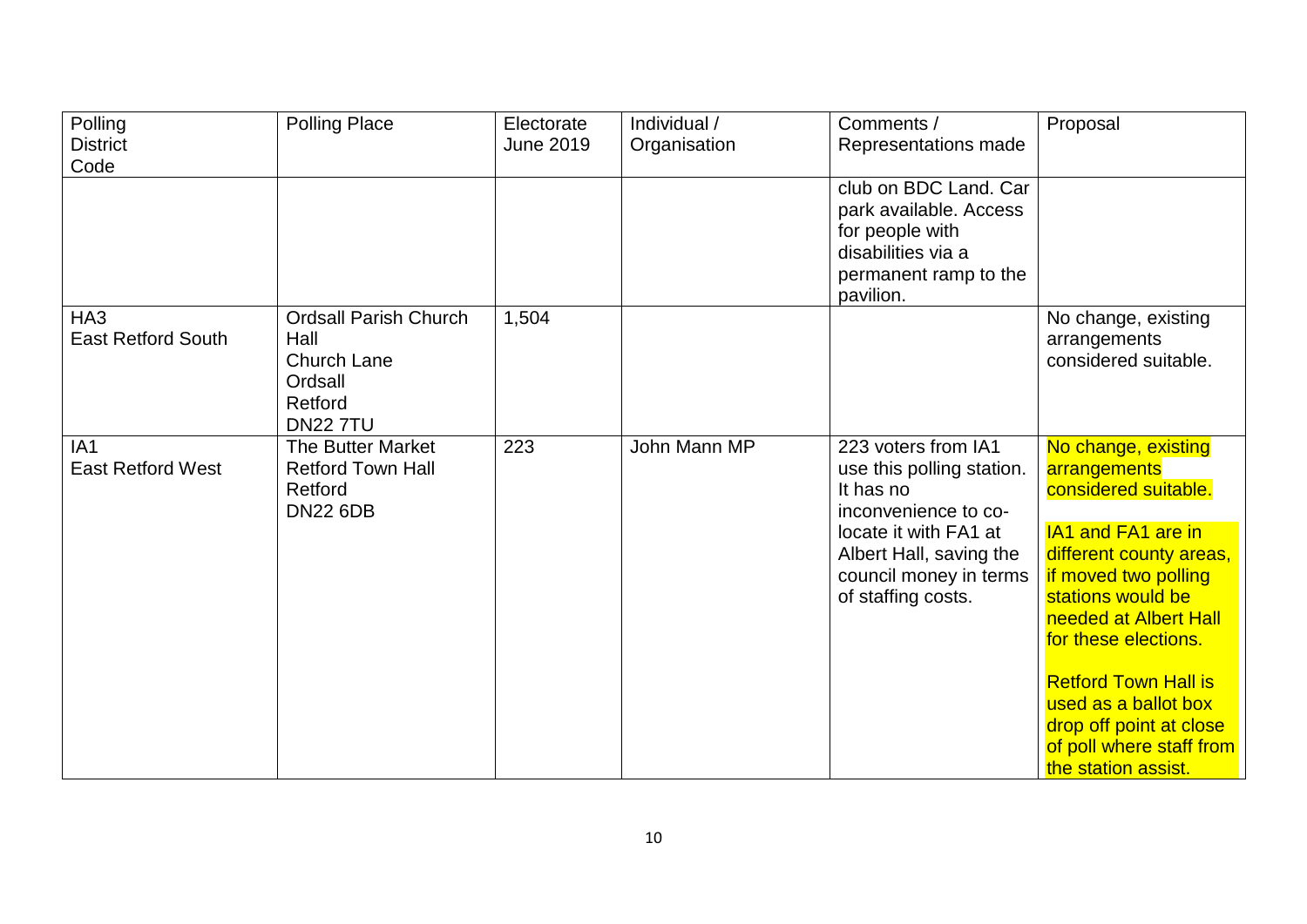| Polling District Code | Polling Place | Electorate June 2019 | Individual / Organisation | Comments / Representations made | Proposal |
|---|---|---|---|---|---|
| | | | | club on BDC Land. Car park available. Access for people with disabilities via a permanent ramp to the pavilion. | |
| HA3 East Retford South | Ordsall Parish Church Hall Church Lane Ordsall Retford DN22 7TU | 1,504 | | | No change, existing arrangements considered suitable. |
| IA1 East Retford West | The Butter Market Retford Town Hall Retford DN22 6DB | 223 | John Mann MP | 223 voters from IA1 use this polling station. It has no inconvenience to co-locate it with FA1 at Albert Hall, saving the council money in terms of staffing costs. | No change, existing arrangements considered suitable.<br><br>IA1 and FA1 are in different county areas, if moved two polling stations would be needed at Albert Hall for these elections.<br><br>Retford Town Hall is used as a ballot box drop off point at close of poll where staff from the station assist. |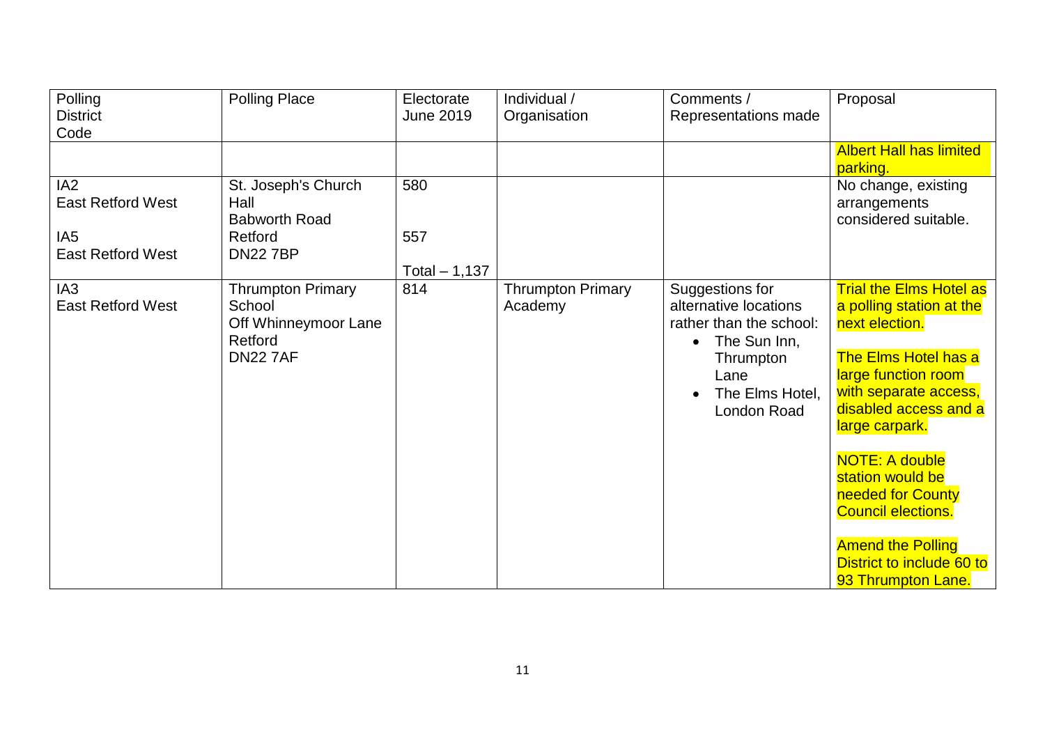| Polling District Code | Polling Place | Electorate June 2019 | Individual / Organisation | Comments / Representations made | Proposal |
|---|---|---|---|---|---|
| | | | | | Albert Hall has limited parking. |
| IA2<br>East Retford West<br><br>IA5<br>East Retford West | St. Joseph's Church Hall<br>Babworth Road<br>Retford<br>DN22 7BP | 580<br><br>557<br><br>Total – 1,137 | | | No change, existing arrangements considered suitable. |
| IA3<br>East Retford West | Thrumpton Primary School<br>Off Whinneymoor Lane<br>Retford<br>DN22 7AF | 814 | Thrumpton Primary Academy | Suggestions for alternative locations rather than the school:<br>• The Sun Inn, Thrumpton Lane<br>• The Elms Hotel, London Road | Trial the Elms Hotel as a polling station at the next election.<br><br>The Elms Hotel has a large function room with separate access, disabled access and a large carpark.<br><br>NOTE: A double station would be needed for County Council elections.<br><br>Amend the Polling District to include 60 to 93 Thrumpton Lane. |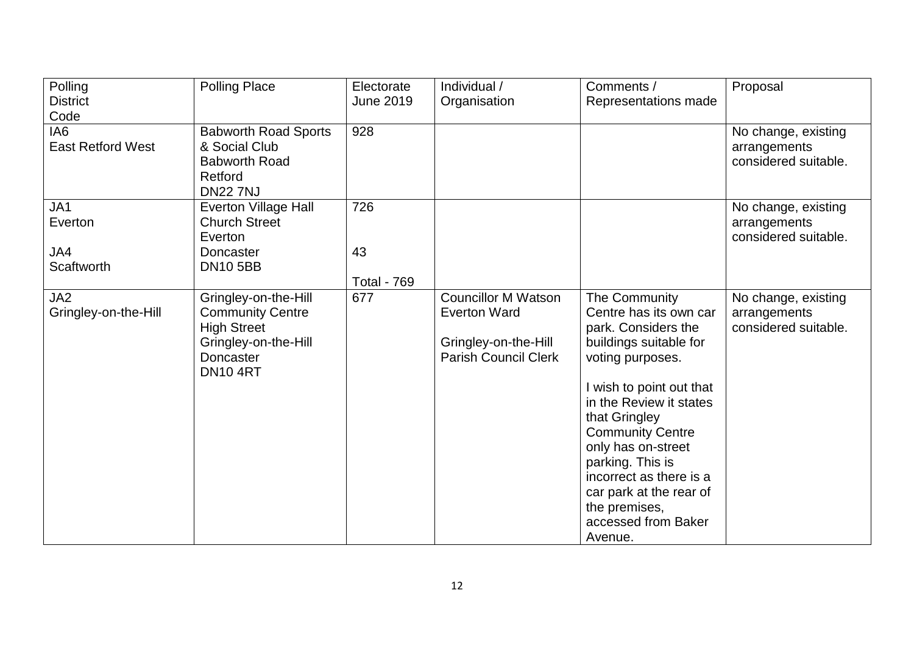| Polling District Code | Polling Place | Electorate June 2019 | Individual / Organisation | Comments / Representations made | Proposal |
|---|---|---|---|---|---|
| IA6<br>East Retford West | Babworth Road Sports & Social Club<br>Babworth Road<br>Retford<br>DN22 7NJ | 928 | | | No change, existing arrangements considered suitable. |
| JA1<br>Everton<br><br>JA4<br>Scaftworth | Everton Village Hall<br>Church Street<br>Everton<br>Doncaster<br>DN10 5BB | 726<br><br>43<br><br>Total - 769 | | | No change, existing arrangements considered suitable. |
| JA2<br>Gringley-on-the-Hill | Gringley-on-the-Hill Community Centre<br>High Street<br>Gringley-on-the-Hill<br>Doncaster<br>DN10 4RT | 677 | Councillor M Watson<br>Everton Ward<br><br>Gringley-on-the-Hill Parish Council Clerk | The Community Centre has its own car park. Considers the buildings suitable for voting purposes.<br><br>I wish to point out that in the Review it states that Gringley Community Centre only has on-street parking. This is incorrect as there is a car park at the rear of the premises, accessed from Baker Avenue. | No change, existing arrangements considered suitable. |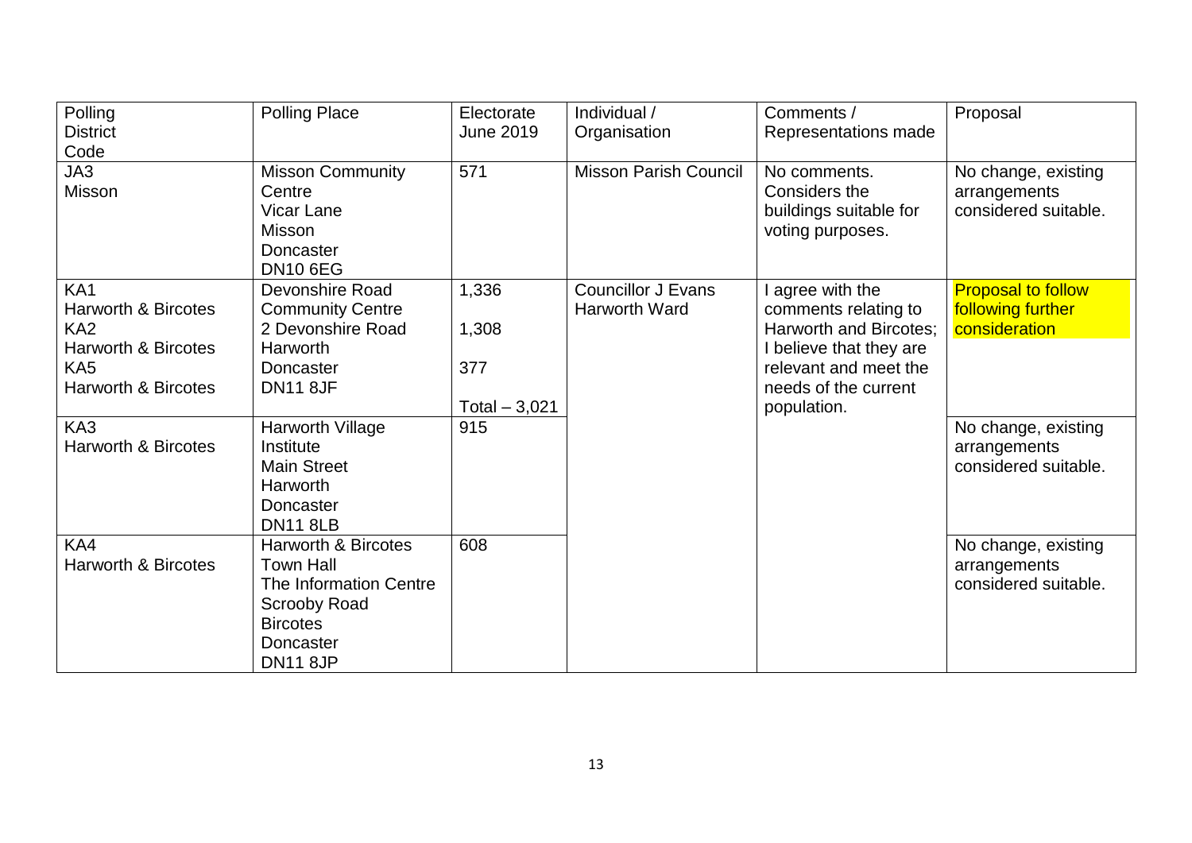| Polling District Code | Polling Place | Electorate June 2019 | Individual / Organisation | Comments / Representations made | Proposal |
|---|---|---|---|---|---|
| JA3 Misson | Misson Community Centre Vicar Lane Misson Doncaster DN10 6EG | 571 | Misson Parish Council | No comments. Considers the buildings suitable for voting purposes. | No change, existing arrangements considered suitable. |
| KA1 Harworth & Bircotes KA2 Harworth & Bircotes KA5 Harworth & Bircotes | Devonshire Road Community Centre 2 Devonshire Road Harworth Doncaster DN11 8JF | 1,336 1,308 377 Total – 3,021 | Councillor J Evans Harworth Ward | I agree with the comments relating to Harworth and Bircotes; I believe that they are relevant and meet the needs of the current population. | Proposal to follow following further consideration |
| KA3 Harworth & Bircotes | Harworth Village Institute Main Street Harworth Doncaster DN11 8LB | 915 | | | No change, existing arrangements considered suitable. |
| KA4 Harworth & Bircotes | Harworth & Bircotes Town Hall The Information Centre Scrooby Road Bircotes Doncaster DN11 8JP | 608 | | | No change, existing arrangements considered suitable. |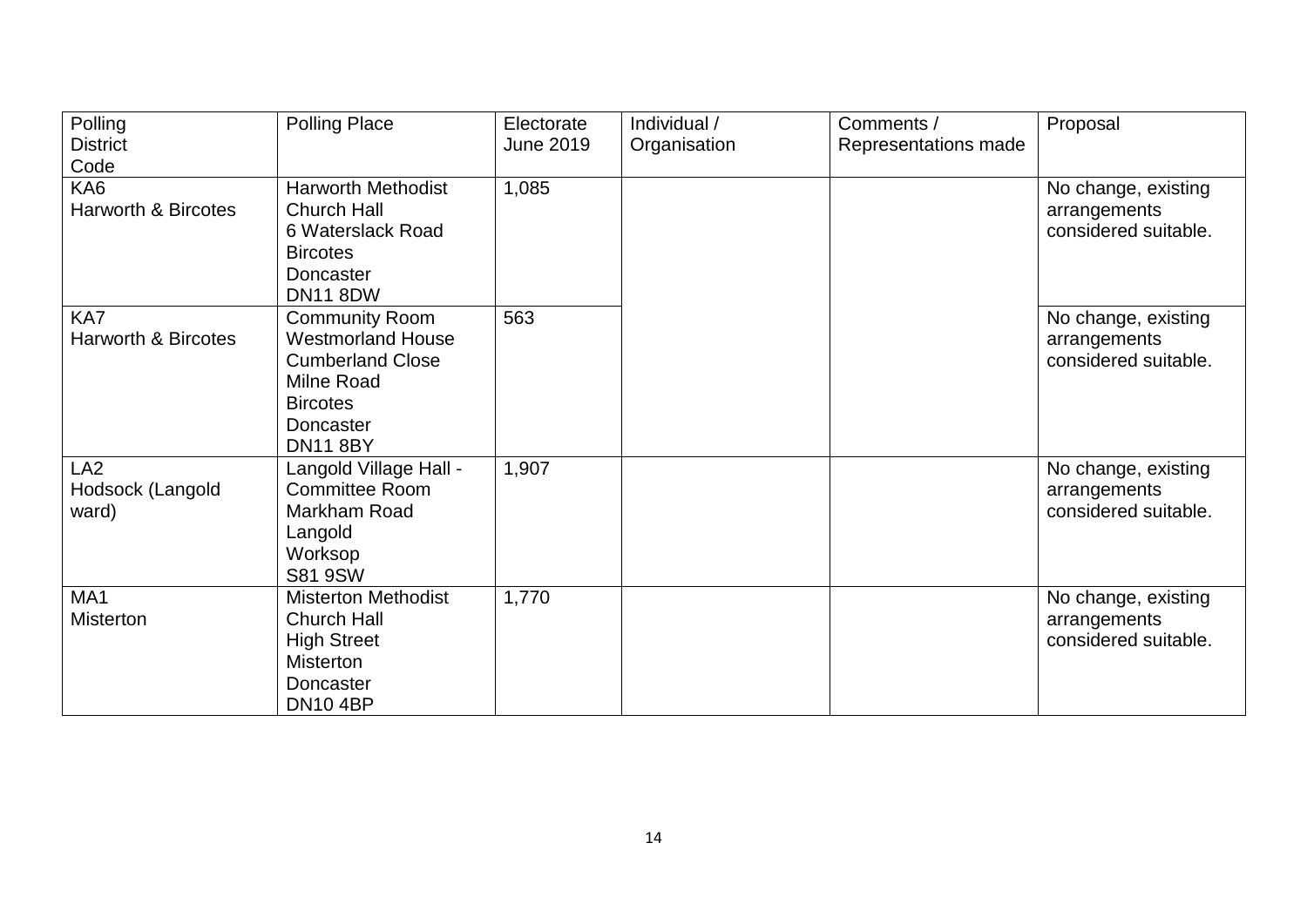| Polling District Code | Polling Place | Electorate June 2019 | Individual / Organisation | Comments / Representations made | Proposal |
|---|---|---|---|---|---|
| KA6 Harworth & Bircotes | Harworth Methodist Church Hall 6 Waterslack Road Bircotes Doncaster DN11 8DW | 1,085 | | | No change, existing arrangements considered suitable. |
| KA7 Harworth & Bircotes | Community Room Westmorland House Cumberland Close Milne Road Bircotes Doncaster DN11 8BY | 563 | | | No change, existing arrangements considered suitable. |
| LA2 Hodsock (Langold ward) | Langold Village Hall - Committee Room Markham Road Langold Worksop S81 9SW | 1,907 | | | No change, existing arrangements considered suitable. |
| MA1 Misterton | Misterton Methodist Church Hall High Street Misterton Doncaster DN10 4BP | 1,770 | | | No change, existing arrangements considered suitable. |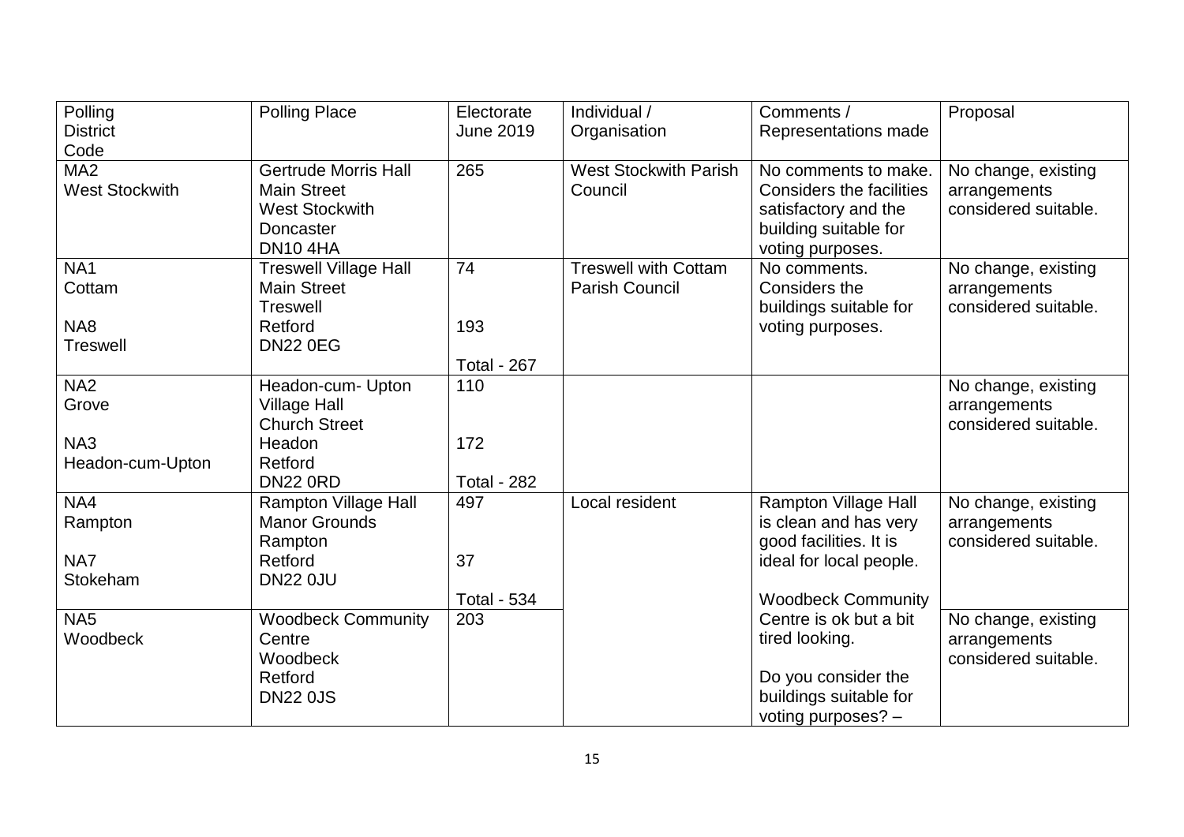| Polling District Code | Polling Place | Electorate June 2019 | Individual / Organisation | Comments / Representations made | Proposal |
|---|---|---|---|---|---|
| MA2 West Stockwith | Gertrude Morris Hall Main Street West Stockwith Doncaster DN10 4HA | 265 | West Stockwith Parish Council | No comments to make. Considers the facilities satisfactory and the building suitable for voting purposes. | No change, existing arrangements considered suitable. |
| NA1 Cottam<br><br>NA8 Treswell | Treswell Village Hall Main Street Treswell Retford DN22 0EG | 74<br><br>193<br><br>Total - 267 | Treswell with Cottam Parish Council | No comments. Considers the buildings suitable for voting purposes. | No change, existing arrangements considered suitable. |
| NA2 Grove<br><br>NA3 Headon-cum-Upton | Headon-cum- Upton Village Hall Church Street Headon Retford DN22 0RD | 110<br><br>172<br><br>Total - 282 | | | No change, existing arrangements considered suitable. |
| NA4 Rampton<br><br>NA7 Stokeham | Rampton Village Hall Manor Grounds Rampton Retford DN22 0JU | 497<br><br>37<br><br>Total - 534 | Local resident | Rampton Village Hall is clean and has very good facilities. It is ideal for local people.<br><br>Woodbeck Community Centre is ok but a bit tired looking.<br><br>Do you consider the buildings suitable for voting purposes? – | No change, existing arrangements considered suitable. |
| NA5 Woodbeck | Woodbeck Community Centre Woodbeck Retford DN22 0JS | 203 | | | No change, existing arrangements considered suitable. |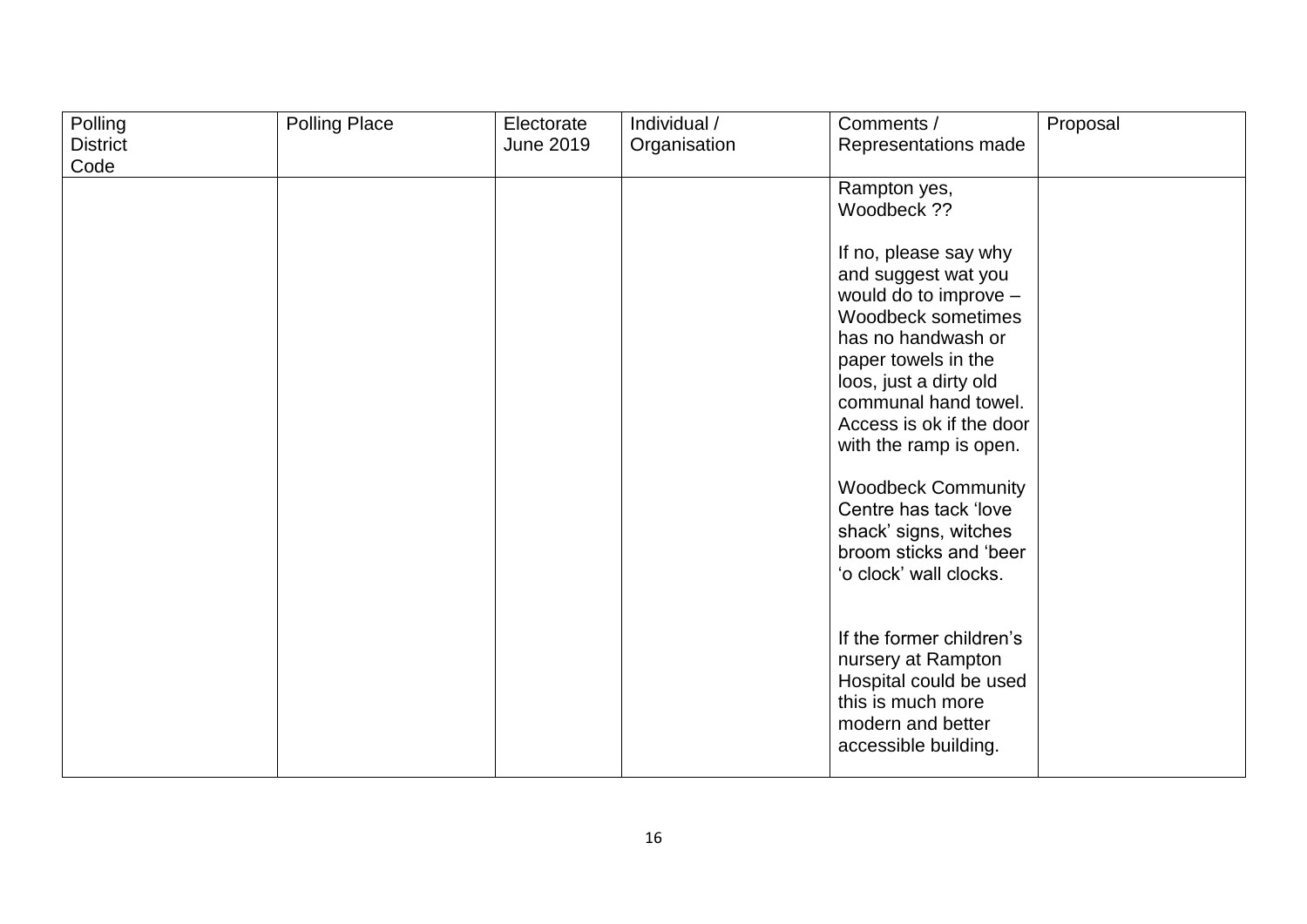| Polling District Code | Polling Place | Electorate June 2019 | Individual / Organisation | Comments / Representations made | Proposal |
|---|---|---|---|---|---|
| | | | | Rampton yes, Woodbeck ??<br><br>If no, please say why and suggest wat you would do to improve – Woodbeck sometimes has no handwash or paper towels in the loos, just a dirty old communal hand towel. Access is ok if the door with the ramp is open.<br><br>Woodbeck Community Centre has tack 'love shack' signs, witches broom sticks and 'beer 'o clock' wall clocks.<br><br>If the former children's nursery at Rampton Hospital could be used this is much more modern and better accessible building. | |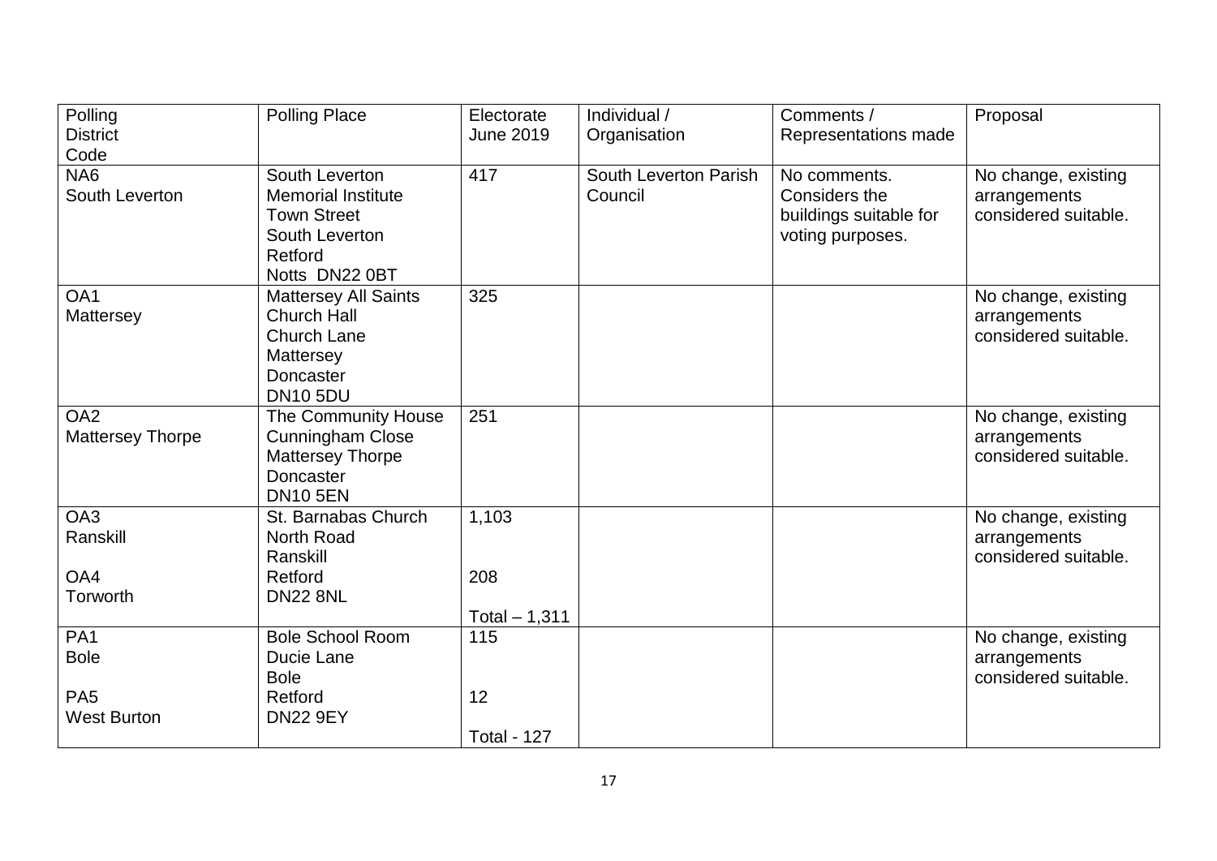| Polling District Code | Polling Place | Electorate June 2019 | Individual / Organisation | Comments / Representations made | Proposal |
| --- | --- | --- | --- | --- | --- |
| NA6<br>South Leverton | South Leverton<br>Memorial Institute<br>Town Street<br>South Leverton<br>Retford<br>Notts DN22 0BT | 417 | South Leverton Parish Council | No comments. Considers the buildings suitable for voting purposes. | No change, existing arrangements considered suitable. |
| OA1<br>Mattersey | Mattersey All Saints<br>Church Hall<br>Church Lane<br>Mattersey<br>Doncaster<br>DN10 5DU | 325 | | | No change, existing arrangements considered suitable. |
| OA2<br>Mattersey Thorpe | The Community House<br>Cunningham Close<br>Mattersey Thorpe<br>Doncaster<br>DN10 5EN | 251 | | | No change, existing arrangements considered suitable. |
| OA3<br>Ranskill<br><br>OA4<br>Torworth | St. Barnabas Church<br>North Road<br>Ranskill<br>Retford<br>DN22 8NL | 1,103<br><br>208<br><br>Total – 1,311 | | | No change, existing arrangements considered suitable. |
| PA1<br>Bole<br><br>PA5<br>West Burton | Bole School Room<br>Ducie Lane<br>Bole<br>Retford<br>DN22 9EY | 115<br><br>12<br><br>Total - 127 | | | No change, existing arrangements considered suitable. |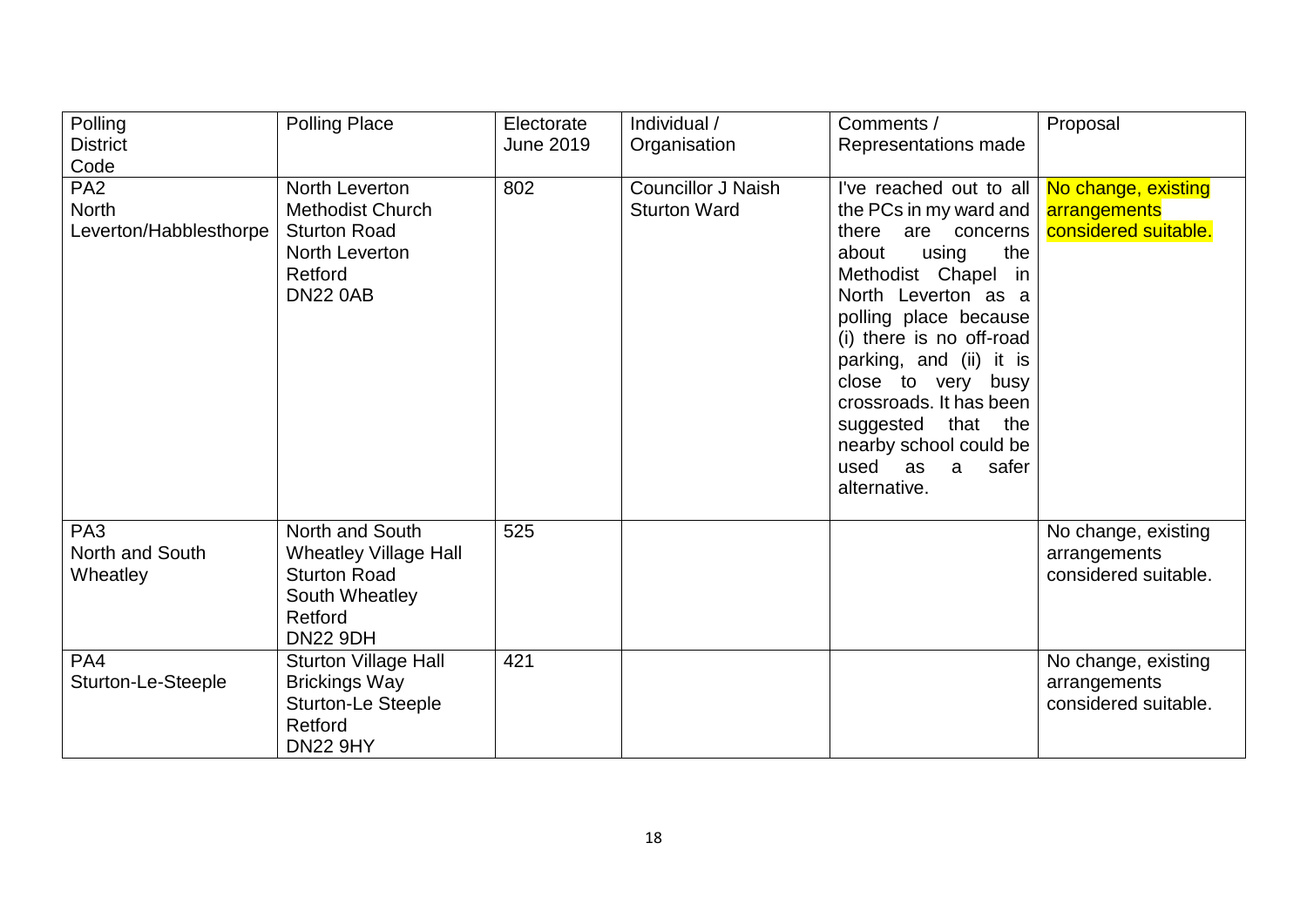| Polling District Code | Polling Place | Electorate June 2019 | Individual / Organisation | Comments / Representations made | Proposal |
|---|---|---|---|---|---|
| PA2 North Leverton/Habblesthorpe | North Leverton Methodist Church Sturton Road North Leverton Retford DN22 0AB | 802 | Councillor J Naish Sturton Ward | I've reached out to all the PCs in my ward and there are concerns about using the Methodist Chapel in North Leverton as a polling place because (i) there is no off-road parking, and (ii) it is close to very busy crossroads. It has been suggested that the nearby school could be used as a safer alternative. | No change, existing arrangements considered suitable. |
| PA3 North and South Wheatley | North and South Wheatley Village Hall Sturton Road South Wheatley Retford DN22 9DH | 525 | | | No change, existing arrangements considered suitable. |
| PA4 Sturton-Le-Steeple | Sturton Village Hall Brickings Way Sturton-Le Steeple Retford DN22 9HY | 421 | | | No change, existing arrangements considered suitable. |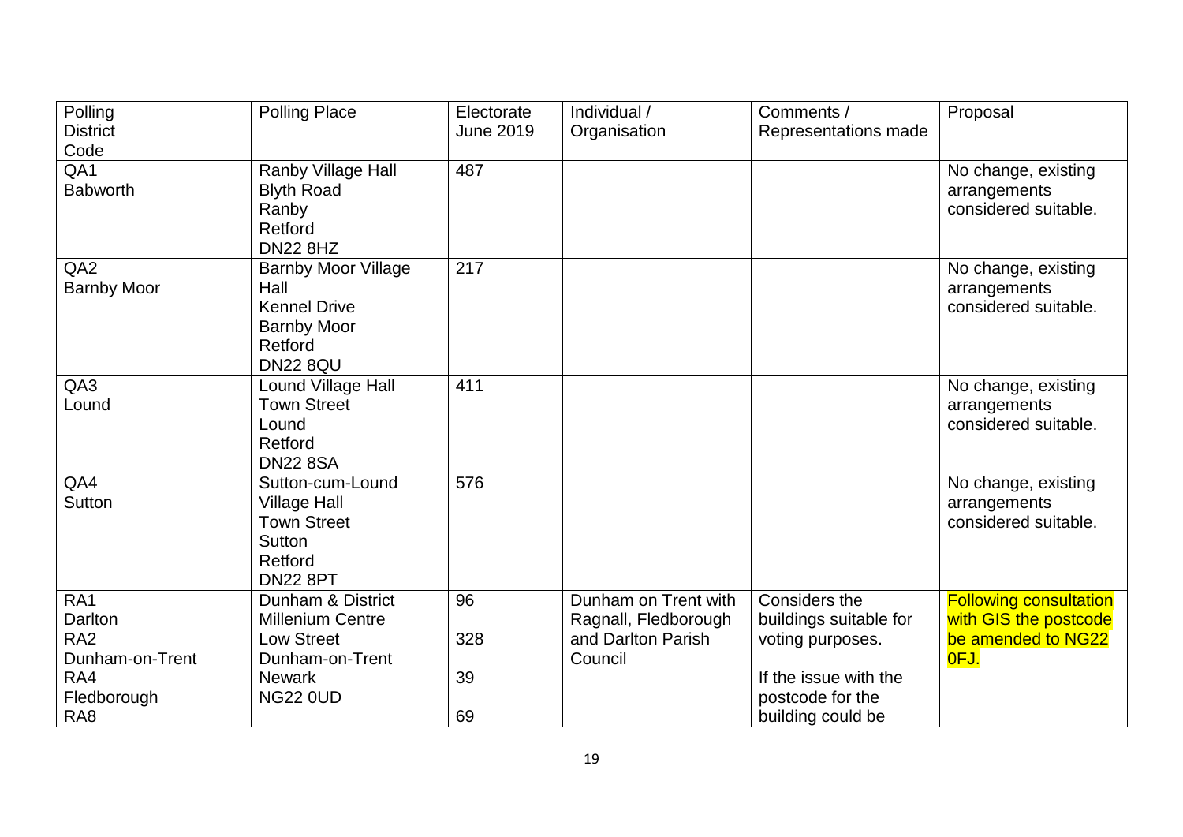| Polling District Code | Polling Place | Electorate June 2019 | Individual / Organisation | Comments / Representations made | Proposal |
|---|---|---|---|---|---|
| QA1 Babworth | Ranby Village Hall Blyth Road Ranby Retford DN22 8HZ | 487 | | | No change, existing arrangements considered suitable. |
| QA2 Barnby Moor | Barnby Moor Village Hall Kennel Drive Barnby Moor Retford DN22 8QU | 217 | | | No change, existing arrangements considered suitable. |
| QA3 Lound | Lound Village Hall Town Street Lound Retford DN22 8SA | 411 | | | No change, existing arrangements considered suitable. |
| QA4 Sutton | Sutton-cum-Lound Village Hall Town Street Sutton Retford DN22 8PT | 576 | | | No change, existing arrangements considered suitable. |
| RA1 Darlton RA2 Dunham-on-Trent RA4 Fledborough RA8 | Dunham & District Millenium Centre Low Street Dunham-on-Trent Newark NG22 0UD | 96 328 39 69 | Dunham on Trent with Ragnall, Fledborough and Darlton Parish Council | Considers the buildings suitable for voting purposes. If the issue with the postcode for the building could be | Following consultation with GIS the postcode be amended to NG22 0FJ. |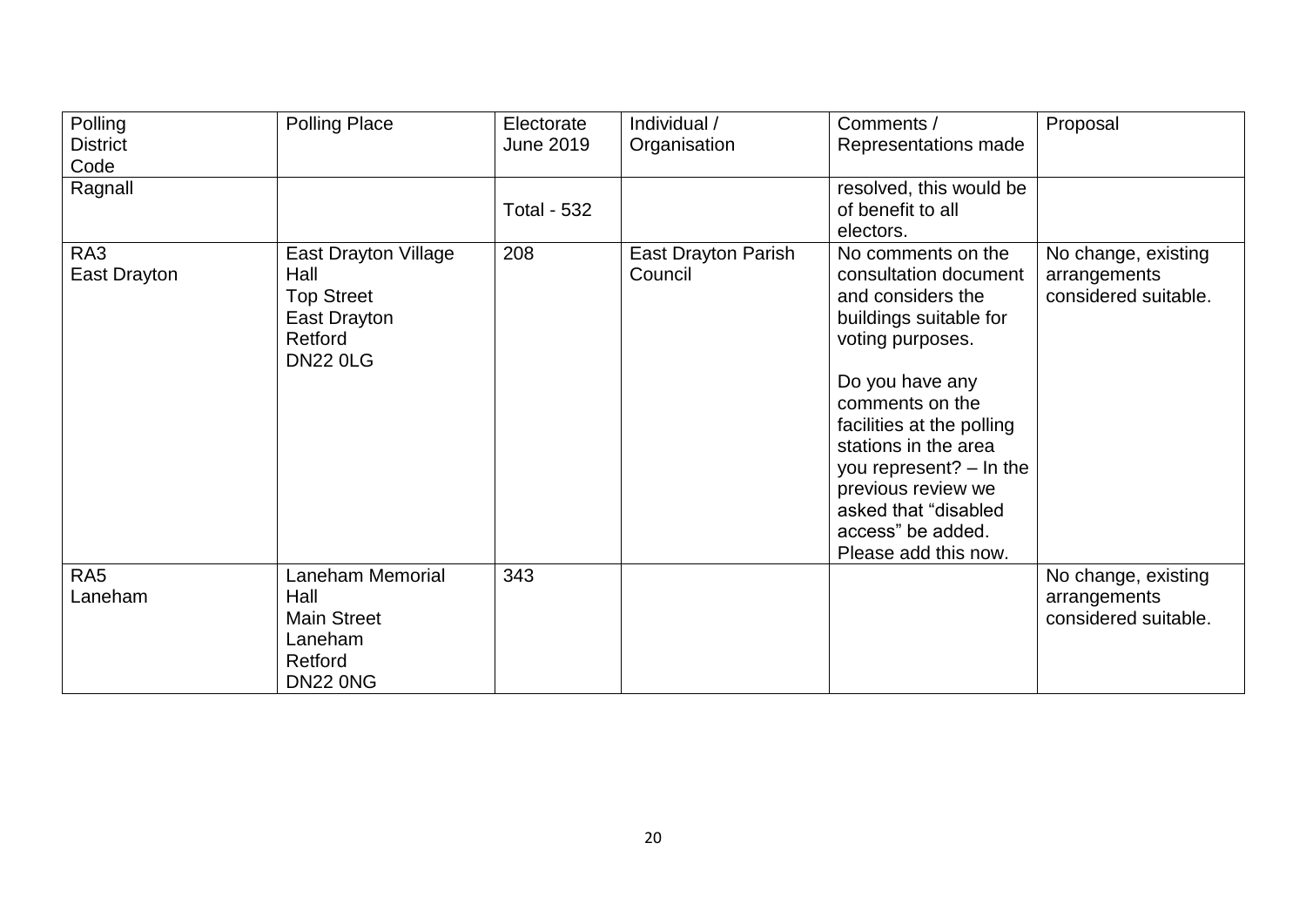| Polling District Code | Polling Place | Electorate June 2019 | Individual / Organisation | Comments / Representations made | Proposal |
|---|---|---|---|---|---|
| Ragnall | | Total - 532 | | resolved, this would be of benefit to all electors. | |
| RA3 East Drayton | East Drayton Village Hall Top Street East Drayton Retford DN22 0LG | 208 | East Drayton Parish Council | No comments on the consultation document and considers the buildings suitable for voting purposes. Do you have any comments on the facilities at the polling stations in the area you represent? – In the previous review we asked that "disabled access" be added. Please add this now. | No change, existing arrangements considered suitable. |
| RA5 Laneham | Laneham Memorial Hall Main Street Laneham Retford DN22 0NG | 343 | | | No change, existing arrangements considered suitable. |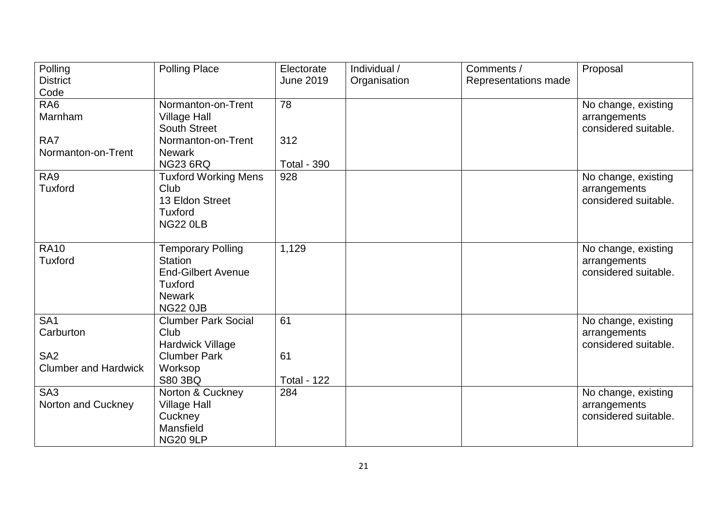| Polling District Code | Polling Place | Electorate June 2019 | Individual / Organisation | Comments / Representations made | Proposal |
|---|---|---|---|---|---|
| RA6 Marnham<br><br>RA7 Normanton-on-Trent | Normanton-on-Trent Village Hall South Street Normanton-on-Trent Newark NG23 6RQ | 78<br><br>312<br><br>Total - 390 | | | No change, existing arrangements considered suitable. |
| RA9 Tuxford | Tuxford Working Mens Club 13 Eldon Street Tuxford NG22 0LB | 928 | | | No change, existing arrangements considered suitable. |
| RA10 Tuxford | Temporary Polling Station End-Gilbert Avenue Tuxford Newark NG22 0JB | 1,129 | | | No change, existing arrangements considered suitable. |
| SA1 Carburton<br><br>SA2 Clumber and Hardwick | Clumber Park Social Club Hardwick Village Clumber Park Worksop S80 3BQ | 61<br><br>61<br><br>Total - 122 | | | No change, existing arrangements considered suitable. |
| SA3 Norton and Cuckney | Norton & Cuckney Village Hall Cuckney Mansfield NG20 9LP | 284 | | | No change, existing arrangements considered suitable. |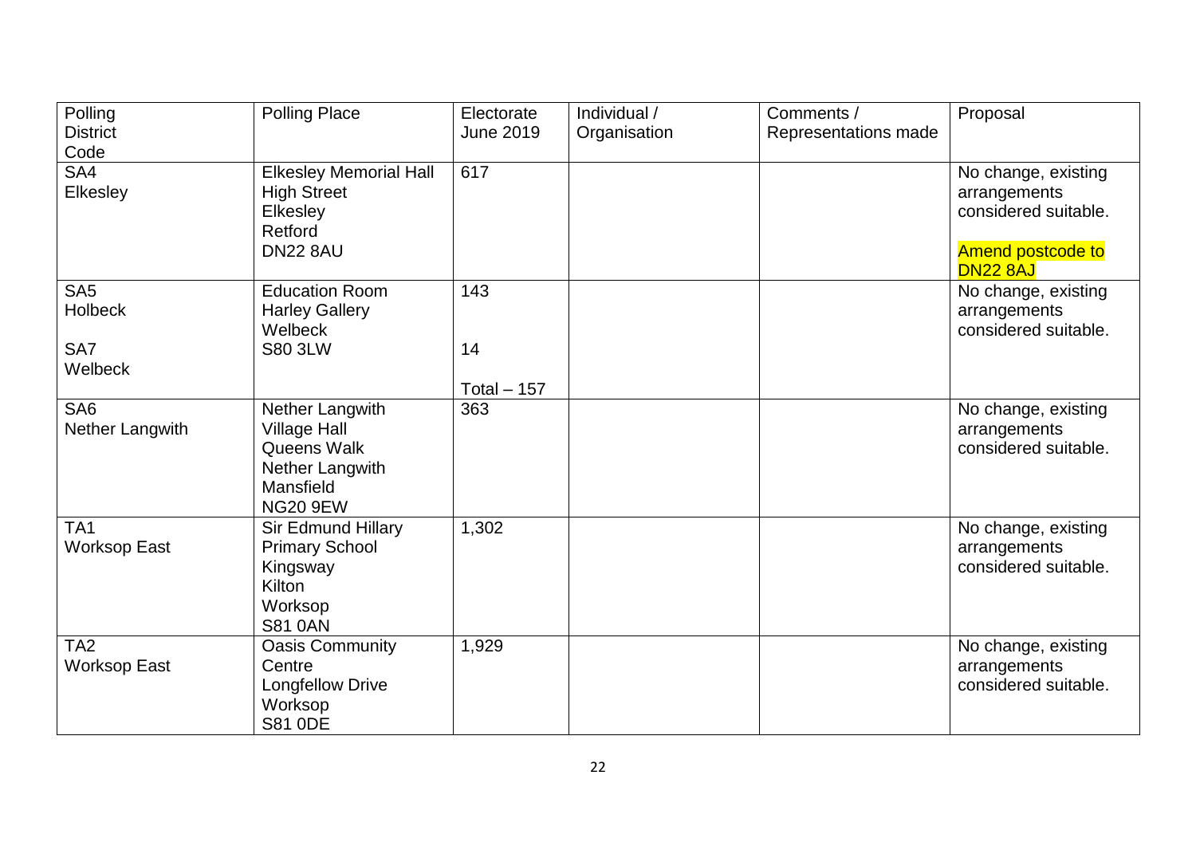| Polling District Code | Polling Place | Electorate June 2019 | Individual / Organisation | Comments / Representations made | Proposal |
| --- | --- | --- | --- | --- | --- |
| SA4<br>Elkesley | Elkesley Memorial Hall<br>High Street<br>Elkesley<br>Retford<br>DN22 8AU | 617 | | | No change, existing arrangements considered suitable.<br><br>Amend postcode to DN22 8AJ |
| SA5<br>Holbeck<br><br>SA7<br>Welbeck | Education Room<br>Harley Gallery<br>Welbeck<br>S80 3LW | 143<br><br>14<br><br>Total – 157 | | | No change, existing arrangements considered suitable. |
| SA6<br>Nether Langwith | Nether Langwith Village Hall<br>Queens Walk<br>Nether Langwith<br>Mansfield<br>NG20 9EW | 363 | | | No change, existing arrangements considered suitable. |
| TA1<br>Worksop East | Sir Edmund Hillary Primary School<br>Kingsway<br>Kilton<br>Worksop<br>S81 0AN | 1,302 | | | No change, existing arrangements considered suitable. |
| TA2<br>Worksop East | Oasis Community Centre<br>Longfellow Drive<br>Worksop<br>S81 0DE | 1,929 | | | No change, existing arrangements considered suitable. |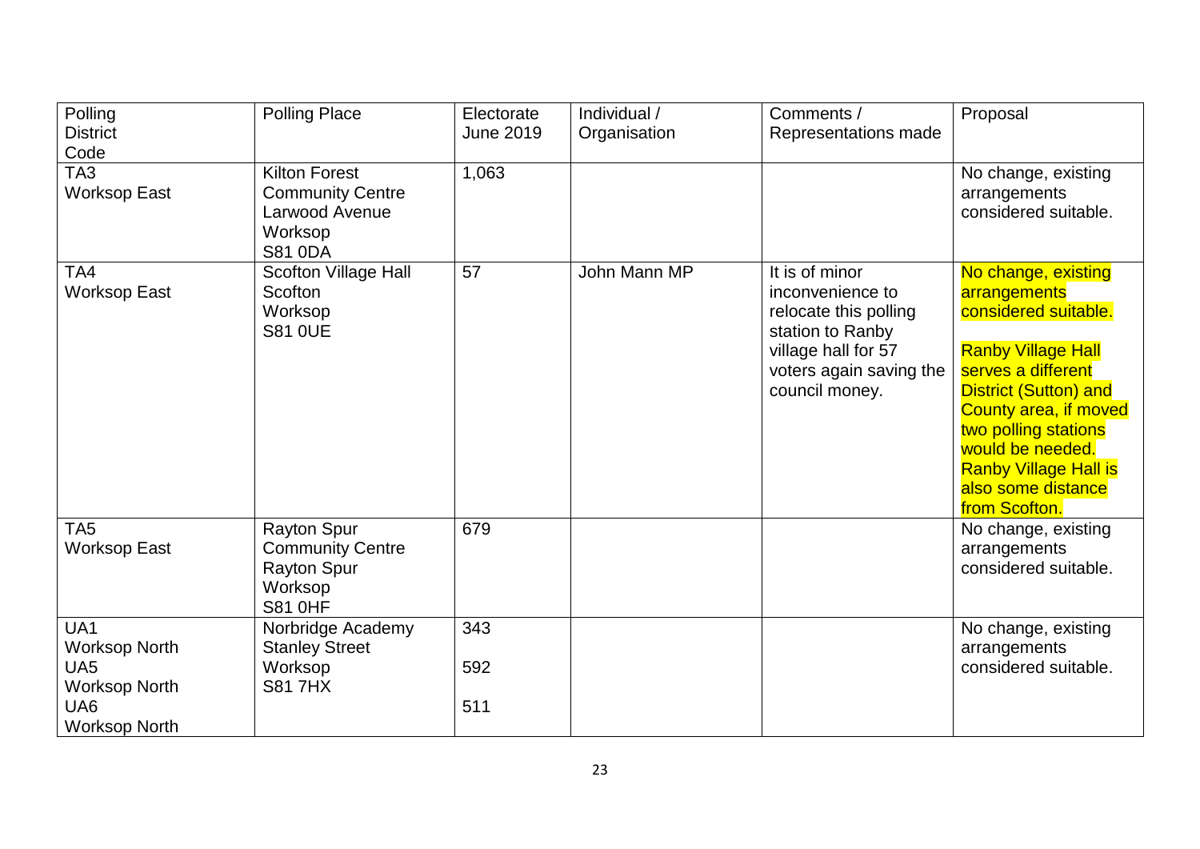| Polling District Code | Polling Place | Electorate June 2019 | Individual / Organisation | Comments / Representations made | Proposal |
|---|---|---|---|---|---|
| TA3 Worksop East | Kilton Forest Community Centre Larwood Avenue Worksop S81 0DA | 1,063 | | | No change, existing arrangements considered suitable. |
| TA4 Worksop East | Scofton Village Hall Scofton Worksop S81 0UE | 57 | John Mann MP | It is of minor inconvenience to relocate this polling station to Ranby village hall for 57 voters again saving the council money. | No change, existing arrangements considered suitable. Ranby Village Hall serves a different District (Sutton) and County area, if moved two polling stations would be needed. Ranby Village Hall is also some distance from Scofton. |
| TA5 Worksop East | Rayton Spur Community Centre Rayton Spur Worksop S81 0HF | 679 | | | No change, existing arrangements considered suitable. |
| UA1 Worksop North<br>UA5 Worksop North<br>UA6 Worksop North | Norbridge Academy Stanley Street Worksop S81 7HX | 343<br>592<br>511 | | | No change, existing arrangements considered suitable. |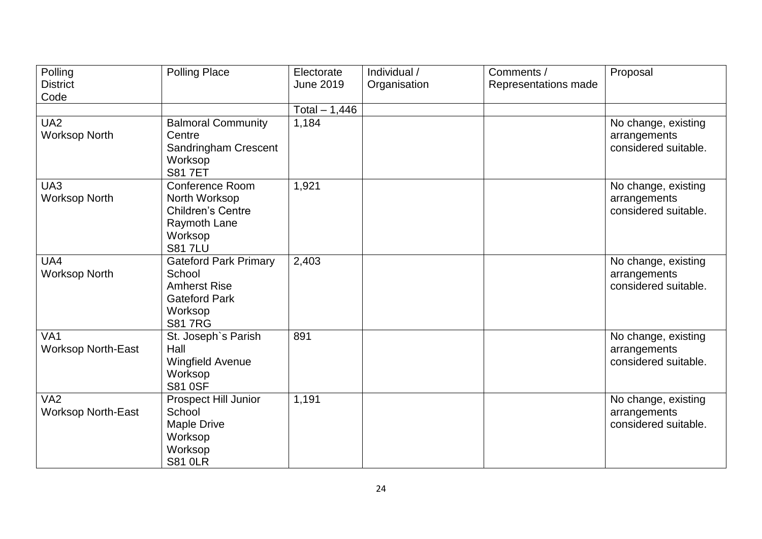| Polling District Code | Polling Place | Electorate June 2019 | Individual / Organisation | Comments / Representations made | Proposal |
|---|---|---|---|---|---|
| | | Total – 1,446 | | | |
| UA2 Worksop North | Balmoral Community Centre Sandringham Crescent Worksop S81 7ET | 1,184 | | | No change, existing arrangements considered suitable. |
| UA3 Worksop North | Conference Room North Worksop Children's Centre Raymoth Lane Worksop S81 7LU | 1,921 | | | No change, existing arrangements considered suitable. |
| UA4 Worksop North | Gateford Park Primary School Amherst Rise Gateford Park Worksop S81 7RG | 2,403 | | | No change, existing arrangements considered suitable. |
| VA1 Worksop North-East | St. Joseph`s Parish Hall Wingfield Avenue Worksop S81 0SF | 891 | | | No change, existing arrangements considered suitable. |
| VA2 Worksop North-East | Prospect Hill Junior School Maple Drive Worksop Worksop S81 0LR | 1,191 | | | No change, existing arrangements considered suitable. |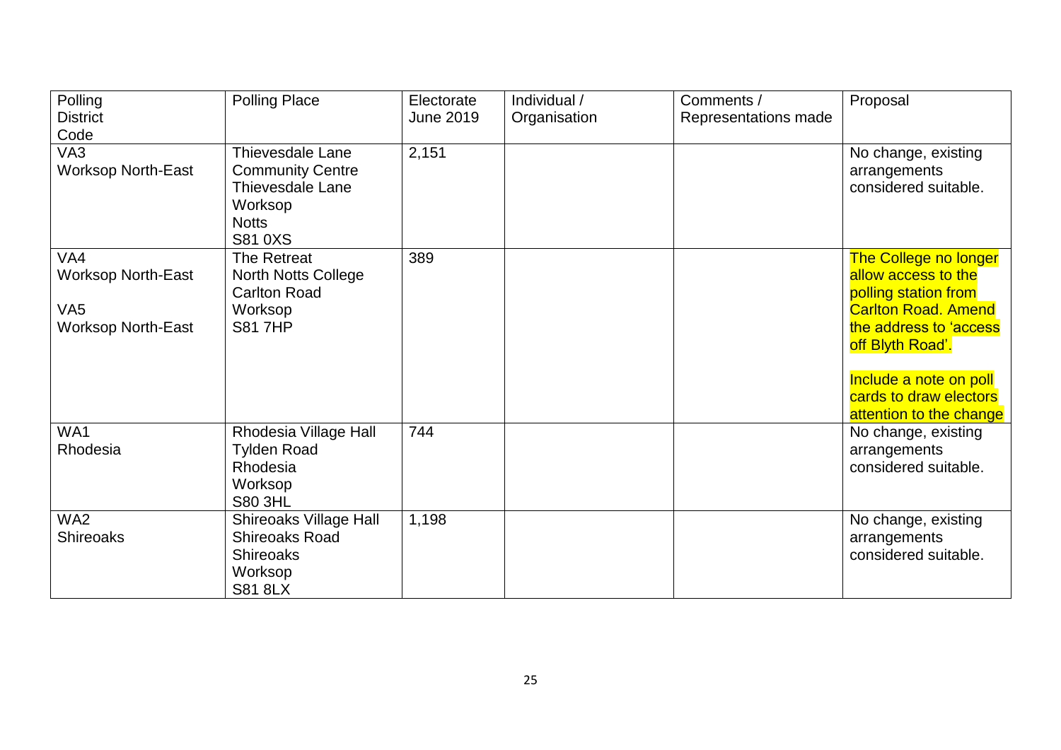| Polling District Code | Polling Place | Electorate June 2019 | Individual / Organisation | Comments / Representations made | Proposal |
|---|---|---|---|---|---|
| VA3 Worksop North-East | Thievesdale Lane Community Centre Thievesdale Lane Worksop Notts S81 0XS | 2,151 | | | No change, existing arrangements considered suitable. |
| VA4 Worksop North-East<br><br>VA5 Worksop North-East | The Retreat North Notts College Carlton Road Worksop S81 7HP | 389 | | | The College no longer allow access to the polling station from Carlton Road. Amend the address to 'access off Blyth Road'.<br><br>Include a note on poll cards to draw electors attention to the change |
| WA1 Rhodesia | Rhodesia Village Hall Tylden Road Rhodesia Worksop S80 3HL | 744 | | | No change, existing arrangements considered suitable. |
| WA2 Shireoaks | Shireoaks Village Hall Shireoaks Road Shireoaks Worksop S81 8LX | 1,198 | | | No change, existing arrangements considered suitable. |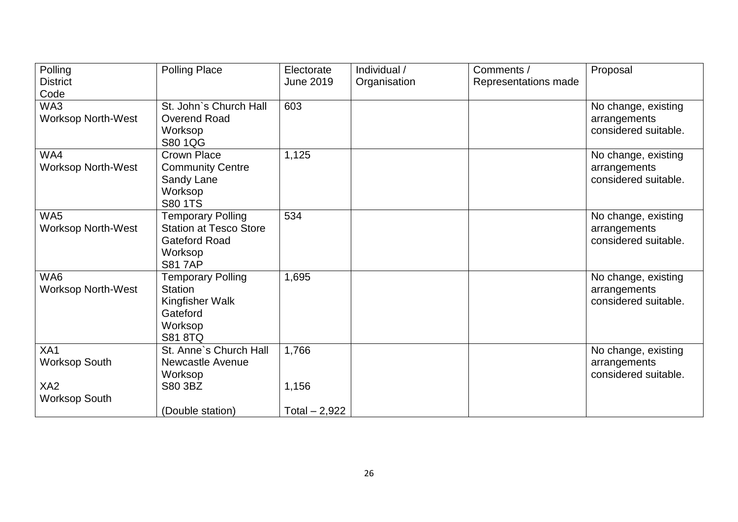| Polling District Code | Polling Place | Electorate June 2019 | Individual / Organisation | Comments / Representations made | Proposal |
|---|---|---|---|---|---|
| WA3 Worksop North-West | St. John`s Church Hall Overend Road Worksop S80 1QG | 603 | | | No change, existing arrangements considered suitable. |
| WA4 Worksop North-West | Crown Place Community Centre Sandy Lane Worksop S80 1TS | 1,125 | | | No change, existing arrangements considered suitable. |
| WA5 Worksop North-West | Temporary Polling Station at Tesco Store Gateford Road Worksop S81 7AP | 534 | | | No change, existing arrangements considered suitable. |
| WA6 Worksop North-West | Temporary Polling Station Kingfisher Walk Gateford Worksop S81 8TQ | 1,695 | | | No change, existing arrangements considered suitable. |
| XA1 Worksop South<br><br>XA2 Worksop South | St. Anne`s Church Hall Newcastle Avenue Worksop S80 3BZ<br><br>(Double station) | 1,766<br><br>1,156<br><br>Total – 2,922 | | | No change, existing arrangements considered suitable. |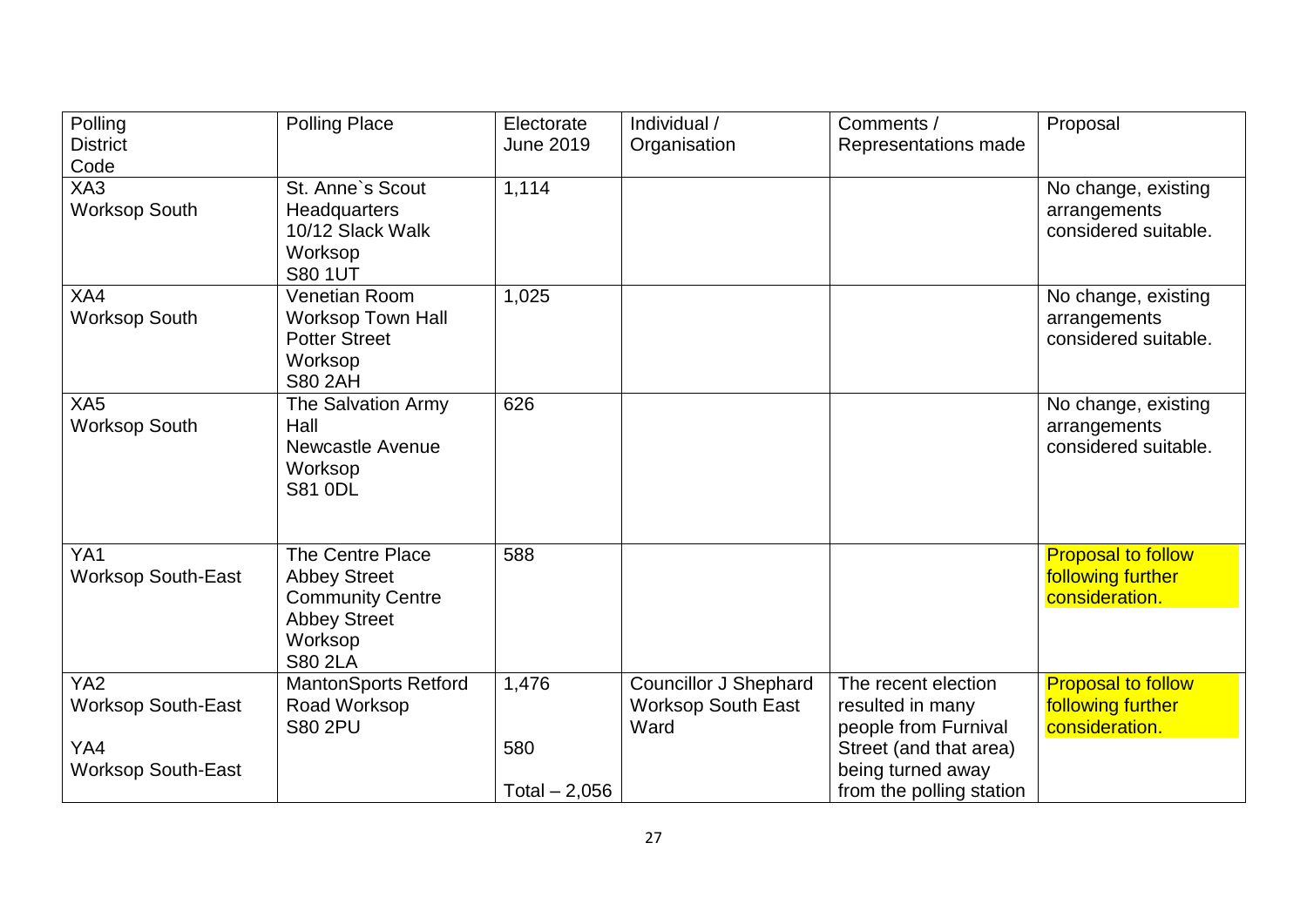| Polling District Code | Polling Place | Electorate June 2019 | Individual / Organisation | Comments / Representations made | Proposal |
|---|---|---|---|---|---|
| XA3 Worksop South | St. Anne`s Scout Headquarters 10/12 Slack Walk Worksop S80 1UT | 1,114 | | | No change, existing arrangements considered suitable. |
| XA4 Worksop South | Venetian Room Worksop Town Hall Potter Street Worksop S80 2AH | 1,025 | | | No change, existing arrangements considered suitable. |
| XA5 Worksop South | The Salvation Army Hall Newcastle Avenue Worksop S81 0DL | 626 | | | No change, existing arrangements considered suitable. |
| YA1 Worksop South-East | The Centre Place Abbey Street Community Centre Abbey Street Worksop S80 2LA | 588 | | | Proposal to follow following further consideration. |
| YA2 Worksop South-East<br><br>YA4 Worksop South-East | MantonSports Retford Road Worksop S80 2PU | 1,476<br><br>580<br><br>Total – 2,056 | Councillor J Shephard Worksop South East Ward | The recent election resulted in many people from Furnival Street (and that area) being turned away from the polling station | Proposal to follow following further consideration. |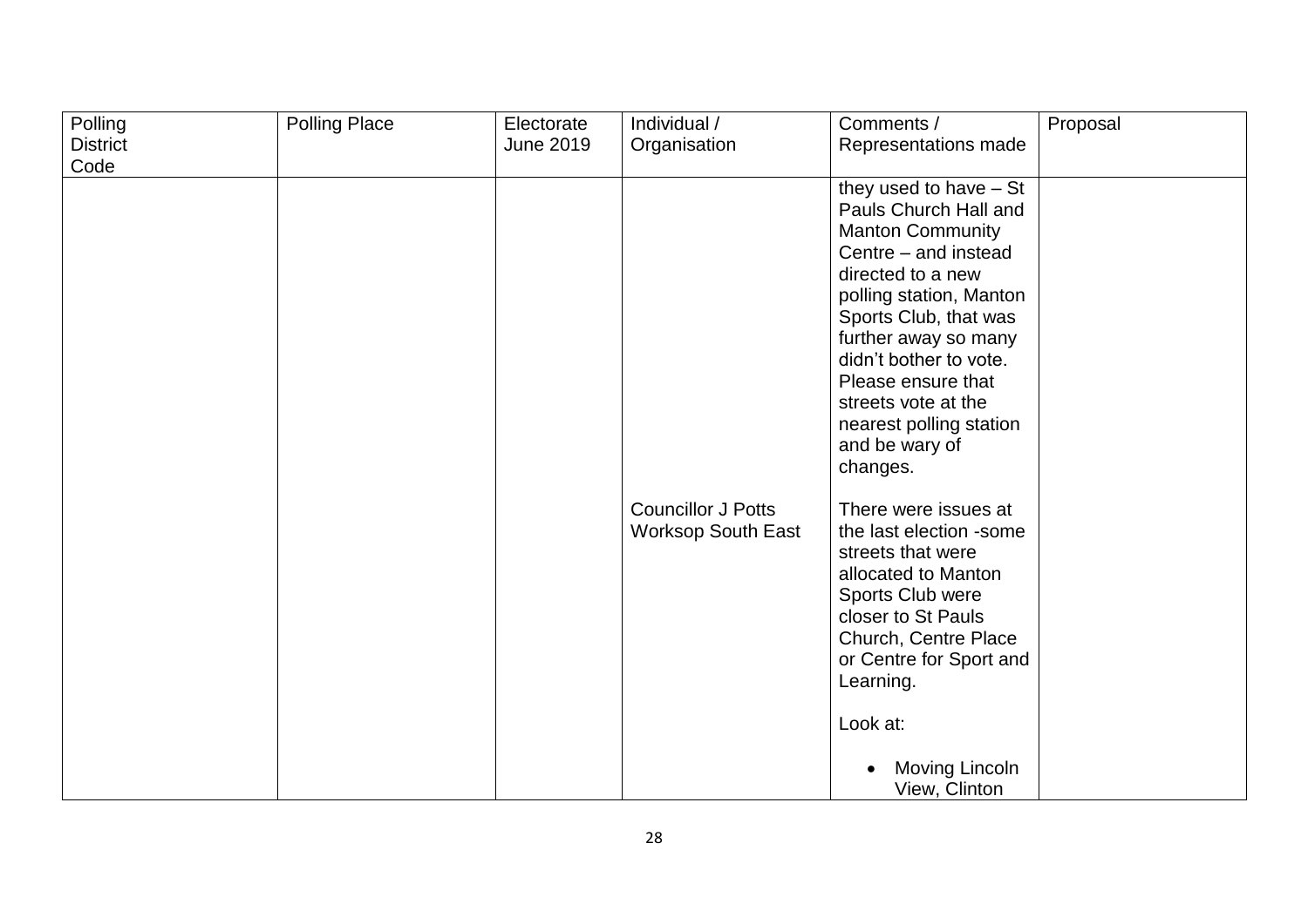| Polling District Code | Polling Place | Electorate June 2019 | Individual / Organisation | Comments / Representations made | Proposal |
|---|---|---|---|---|---|
| | | | | they used to have – St Pauls Church Hall and Manton Community Centre – and instead directed to a new polling station, Manton Sports Club, that was further away so many didn't bother to vote. Please ensure that streets vote at the nearest polling station and be wary of changes. | |
| | | | Councillor J Potts Worksop South East | There were issues at the last election -some streets that were allocated to Manton Sports Club were closer to St Pauls Church, Centre Place or Centre for Sport and Learning.<br><br>Look at:<br><br>• Moving Lincoln View, Clinton | |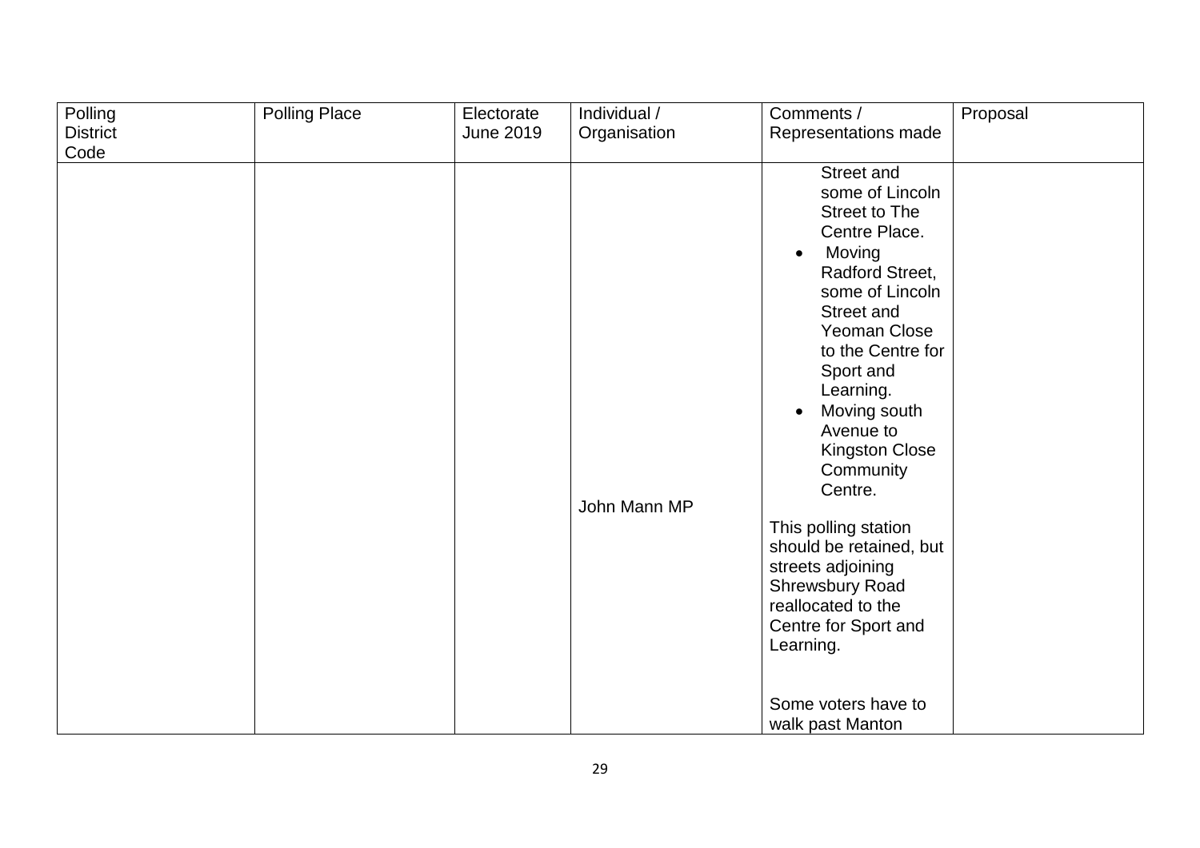| Polling District Code | Polling Place | Electorate June 2019 | Individual / Organisation | Comments / Representations made | Proposal |
|---|---|---|---|---|---|
| | | | John Mann MP | Street and some of Lincoln Street to The Centre Place.<br>• Moving Radford Street, some of Lincoln Street and Yeoman Close to the Centre for Sport and Learning.<br>• Moving south Avenue to Kingston Close Community Centre.<br><br>This polling station should be retained, but streets adjoining Shrewsbury Road reallocated to the Centre for Sport and Learning.<br><br>Some voters have to walk past Manton | |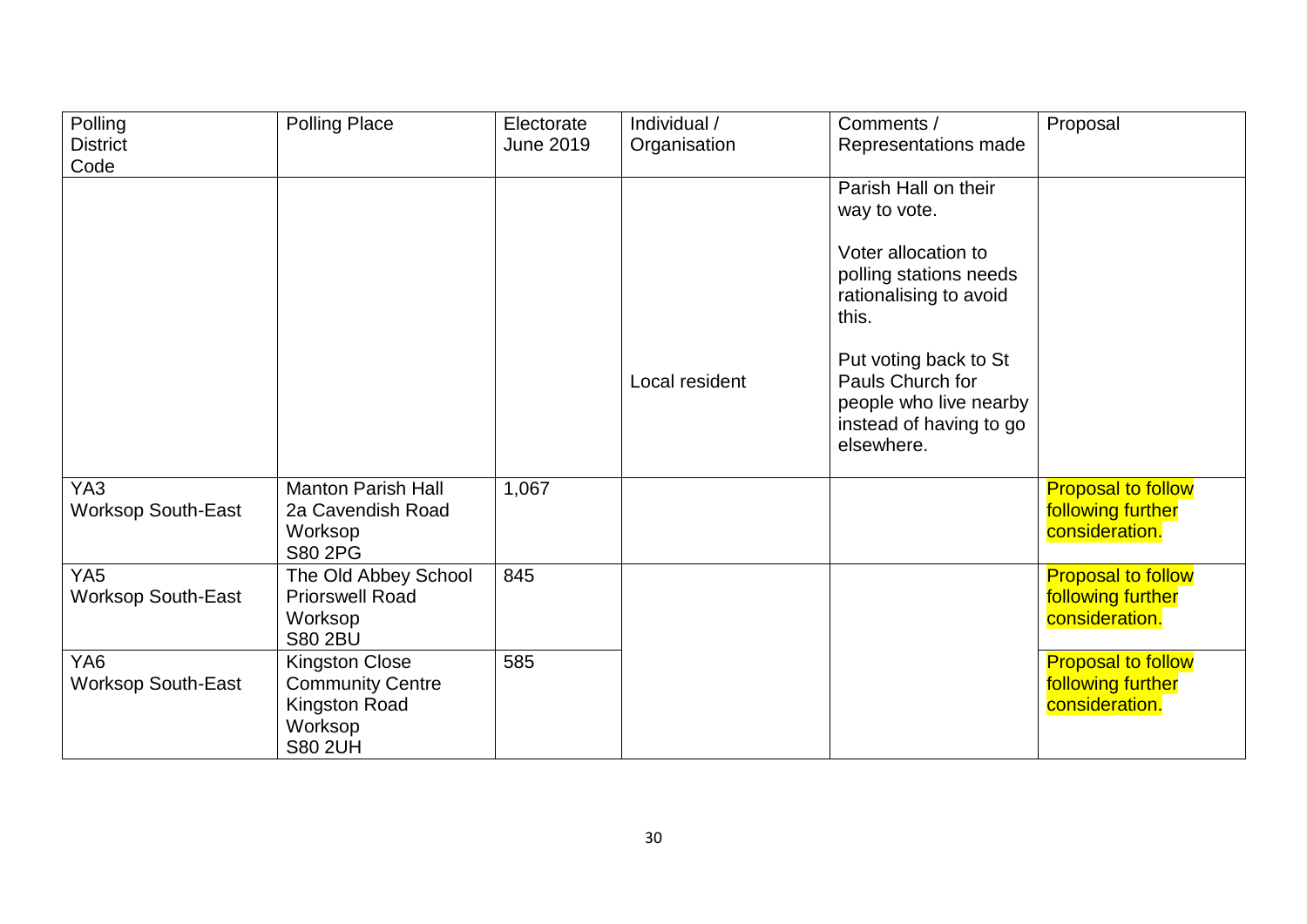| Polling District Code | Polling Place | Electorate June 2019 | Individual / Organisation | Comments / Representations made | Proposal |
|---|---|---|---|---|---|
| | | | Local resident | Parish Hall on their way to vote.<br><br>Voter allocation to polling stations needs rationalising to avoid this.<br><br>Put voting back to St Pauls Church for people who live nearby instead of having to go elsewhere. | |
| YA3<br>Worksop South-East | Manton Parish Hall<br>2a Cavendish Road<br>Worksop<br>S80 2PG | 1,067 | | | Proposal to follow following further consideration. |
| YA5<br>Worksop South-East | The Old Abbey School<br>Priorswell Road<br>Worksop<br>S80 2BU | 845 | | | Proposal to follow following further consideration. |
| YA6<br>Worksop South-East | Kingston Close Community Centre<br>Kingston Road<br>Worksop<br>S80 2UH | 585 | | | Proposal to follow following further consideration. |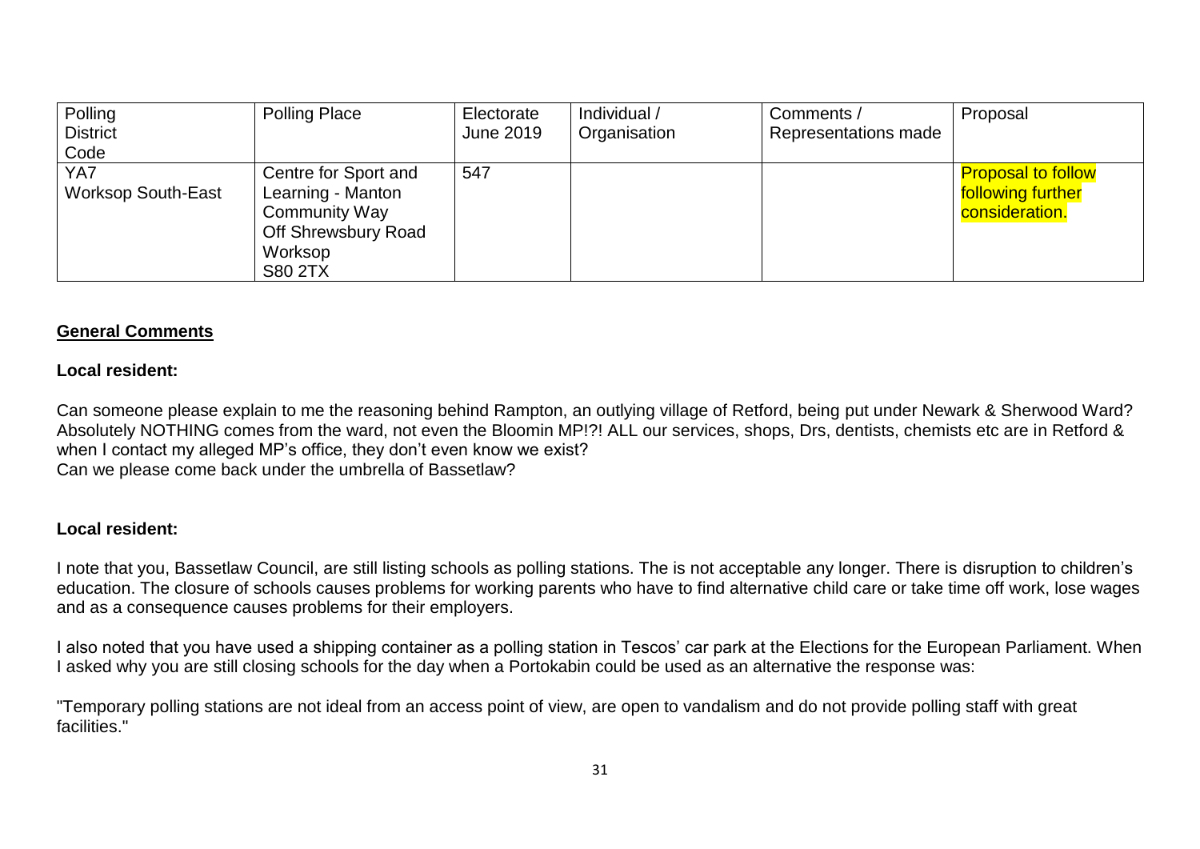| Polling District Code | Polling Place | Electorate June 2019 | Individual / Organisation | Comments / Representations made | Proposal |
|---|---|---|---|---|---|
| YA7 Worksop South-East | Centre for Sport and Learning - Manton Community Way Off Shrewsbury Road Worksop S80 2TX | 547 | | | Proposal to follow following further consideration. |

## General Comments

**Local resident:**

Can someone please explain to me the reasoning behind Rampton, an outlying village of Retford, being put under Newark & Sherwood Ward? Absolutely NOTHING comes from the ward, not even the Bloomin MP!?! ALL our services, shops, Drs, dentists, chemists etc are in Retford & when I contact my alleged MP's office, they don't even know we exist?
Can we please come back under the umbrella of Bassetlaw?

**Local resident:**

I note that you, Bassetlaw Council, are still listing schools as polling stations. The is not acceptable any longer. There is disruption to children's education. The closure of schools causes problems for working parents who have to find alternative child care or take time off work, lose wages and as a consequence causes problems for their employers.

I also noted that you have used a shipping container as a polling station in Tescos' car park at the Elections for the European Parliament. When I asked why you are still closing schools for the day when a Portokabin could be used as an alternative the response was:

"Temporary polling stations are not ideal from an access point of view, are open to vandalism and do not provide polling staff with great facilities."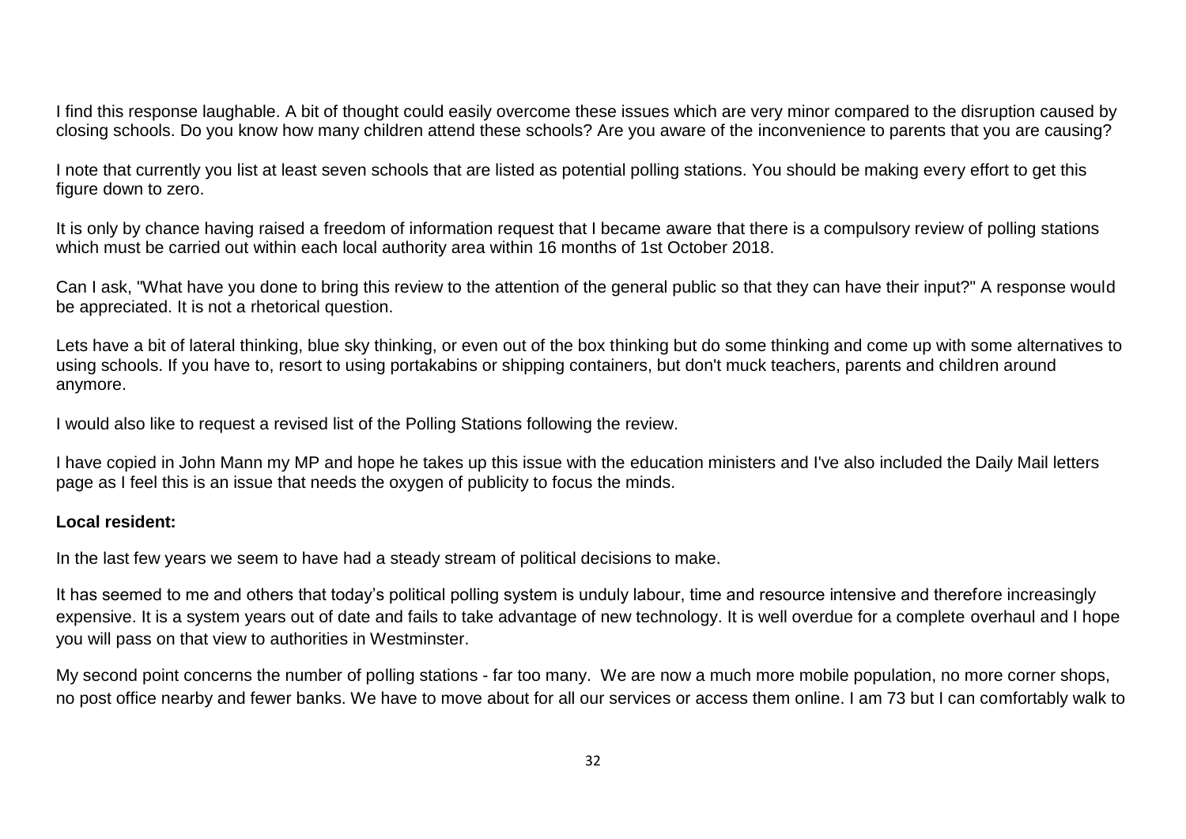I find this response laughable. A bit of thought could easily overcome these issues which are very minor compared to the disruption caused by closing schools. Do you know how many children attend these schools? Are you aware of the inconvenience to parents that you are causing?

I note that currently you list at least seven schools that are listed as potential polling stations. You should be making every effort to get this figure down to zero.

It is only by chance having raised a freedom of information request that I became aware that there is a compulsory review of polling stations which must be carried out within each local authority area within 16 months of 1st October 2018.

Can I ask, "What have you done to bring this review to the attention of the general public so that they can have their input?" A response would be appreciated. It is not a rhetorical question.

Lets have a bit of lateral thinking, blue sky thinking, or even out of the box thinking but do some thinking and come up with some alternatives to using schools. If you have to, resort to using portakabins or shipping containers, but don't muck teachers, parents and children around anymore.

I would also like to request a revised list of the Polling Stations following the review.

I have copied in John Mann my MP and hope he takes up this issue with the education ministers and I've also included the Daily Mail letters page as I feel this is an issue that needs the oxygen of publicity to focus the minds.

**Local resident:**

In the last few years we seem to have had a steady stream of political decisions to make.

It has seemed to me and others that today's political polling system is unduly labour, time and resource intensive and therefore increasingly expensive. It is a system years out of date and fails to take advantage of new technology. It is well overdue for a complete overhaul and I hope you will pass on that view to authorities in Westminster.

My second point concerns the number of polling stations - far too many. We are now a much more mobile population, no more corner shops, no post office nearby and fewer banks. We have to move about for all our services or access them online. I am 73 but I can comfortably walk to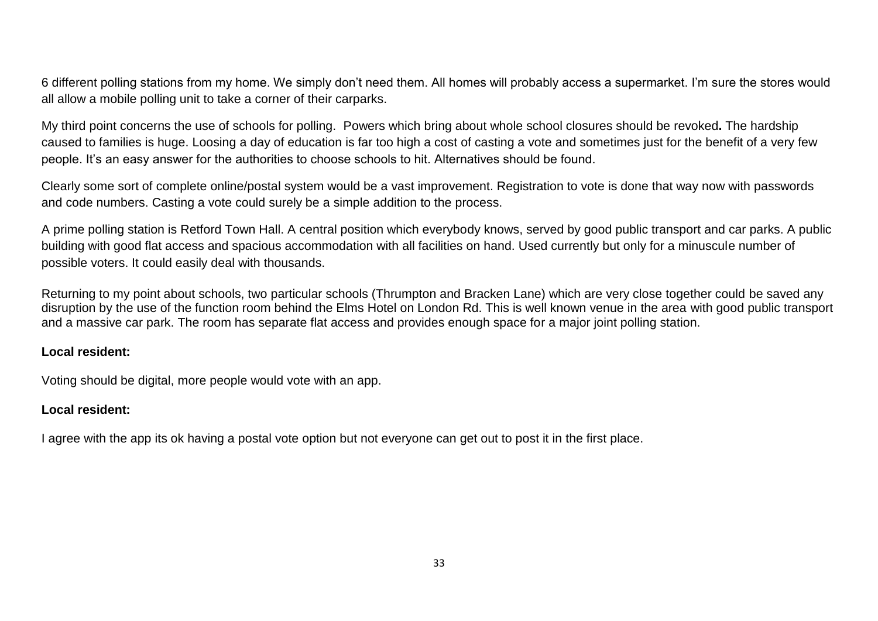6 different polling stations from my home. We simply don't need them. All homes will probably access a supermarket. I'm sure the stores would all allow a mobile polling unit to take a corner of their carparks.

My third point concerns the use of schools for polling. Powers which bring about whole school closures should be revoked**.** The hardship caused to families is huge. Loosing a day of education is far too high a cost of casting a vote and sometimes just for the benefit of a very few people. It's an easy answer for the authorities to choose schools to hit. Alternatives should be found.

Clearly some sort of complete online/postal system would be a vast improvement. Registration to vote is done that way now with passwords and code numbers. Casting a vote could surely be a simple addition to the process.

A prime polling station is Retford Town Hall. A central position which everybody knows, served by good public transport and car parks. A public building with good flat access and spacious accommodation with all facilities on hand. Used currently but only for a minuscule number of possible voters. It could easily deal with thousands.

Returning to my point about schools, two particular schools (Thrumpton and Bracken Lane) which are very close together could be saved any disruption by the use of the function room behind the Elms Hotel on London Rd. This is well known venue in the area with good public transport and a massive car park. The room has separate flat access and provides enough space for a major joint polling station.

**Local resident:**

Voting should be digital, more people would vote with an app.

**Local resident:**

I agree with the app its ok having a postal vote option but not everyone can get out to post it in the first place.